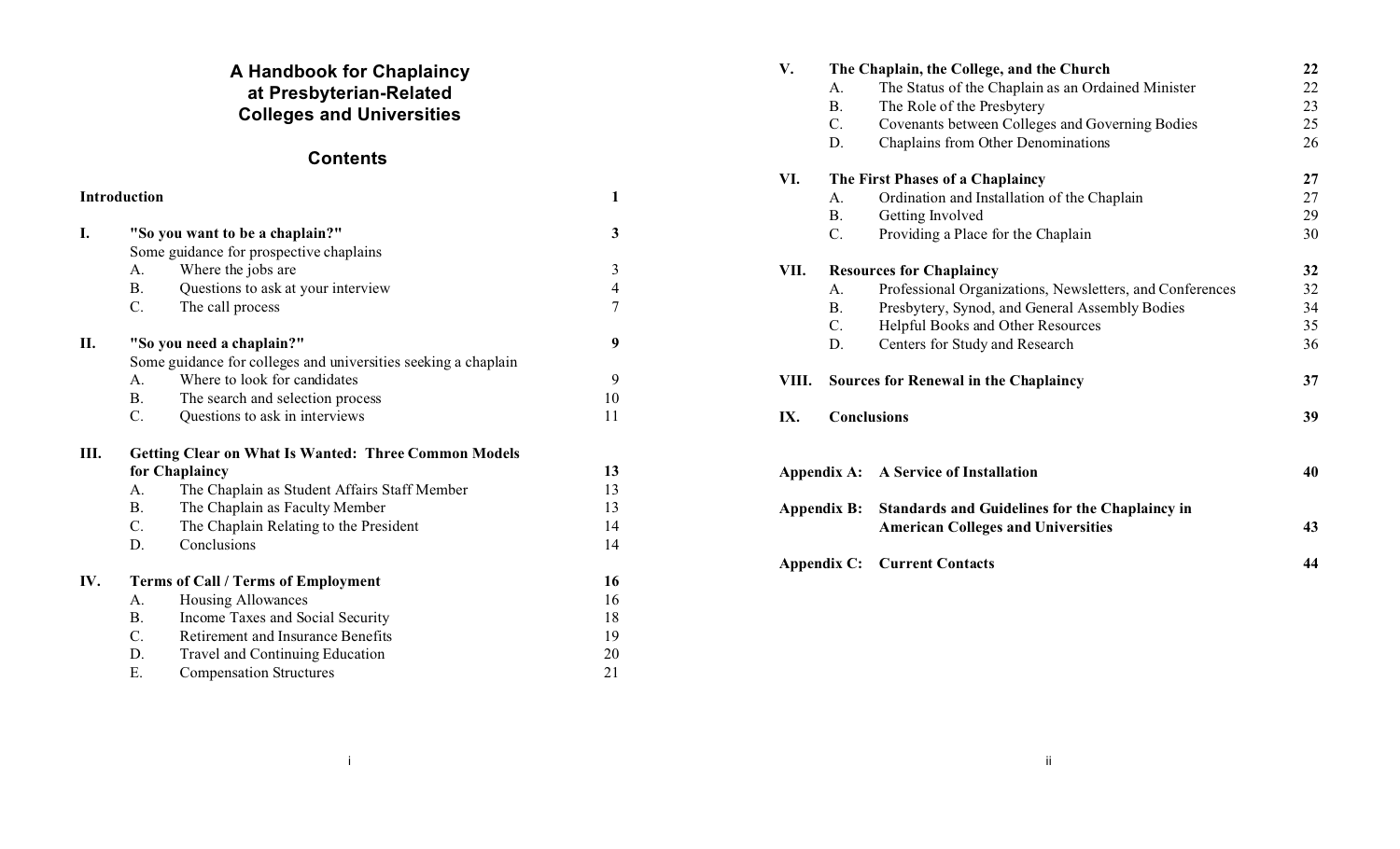# A Handbook for Chaplaincy at Presbyterian-Related Colleges and Universities

## Contents

| | | | |
|---|---|---|---|
| **Introduction** | | | **1** |
| **I.** | **"So you want to be a chaplain?"** | | **3** |
| | Some guidance for prospective chaplains | | |
| | A. | Where the jobs are | 3 |
| | B. | Questions to ask at your interview | 4 |
| | C. | The call process | 7 |
| **II.** | **"So you need a chaplain?"** | | **9** |
| | Some guidance for colleges and universities seeking a chaplain | | |
| | A. | Where to look for candidates | 9 |
| | B. | The search and selection process | 10 |
| | C. | Questions to ask in interviews | 11 |
| **III.** | **Getting Clear on What Is Wanted: Three Common Models for Chaplaincy** | | **13** |
| | A. | The Chaplain as Student Affairs Staff Member | 13 |
| | B. | The Chaplain as Faculty Member | 13 |
| | C. | The Chaplain Relating to the President | 14 |
| | D. | Conclusions | 14 |
| **IV.** | **Terms of Call / Terms of Employment** | | **16** |
| | A. | Housing Allowances | 16 |
| | B. | Income Taxes and Social Security | 18 |
| | C. | Retirement and Insurance Benefits | 19 |
| | D. | Travel and Continuing Education | 20 |
| | E. | Compensation Structures | 21 |
| **V.** | **The Chaplain, the College, and the Church** | | **22** |
| | A. | The Status of the Chaplain as an Ordained Minister | 22 |
| | B. | The Role of the Presbytery | 23 |
| | C. | Covenants between Colleges and Governing Bodies | 25 |
| | D. | Chaplains from Other Denominations | 26 |
| **VI.** | **The First Phases of a Chaplaincy** | | **27** |
| | A. | Ordination and Installation of the Chaplain | 27 |
| | B. | Getting Involved | 29 |
| | C. | Providing a Place for the Chaplain | 30 |
| **VII.** | **Resources for Chaplaincy** | | **32** |
| | A. | Professional Organizations, Newsletters, and Conferences | 32 |
| | B. | Presbytery, Synod, and General Assembly Bodies | 34 |
| | C. | Helpful Books and Other Resources | 35 |
| | D. | Centers for Study and Research | 36 |
| **VIII.** | **Sources for Renewal in the Chaplaincy** | | **37** |
| **IX.** | **Conclusions** | | **39** |
| **Appendix A:** | **A Service of Installation** | | **40** |
| **Appendix B:** | **Standards and Guidelines for the Chaplaincy in American Colleges and Universities** | | **43** |
| **Appendix C:** | **Current Contacts** | | **44** |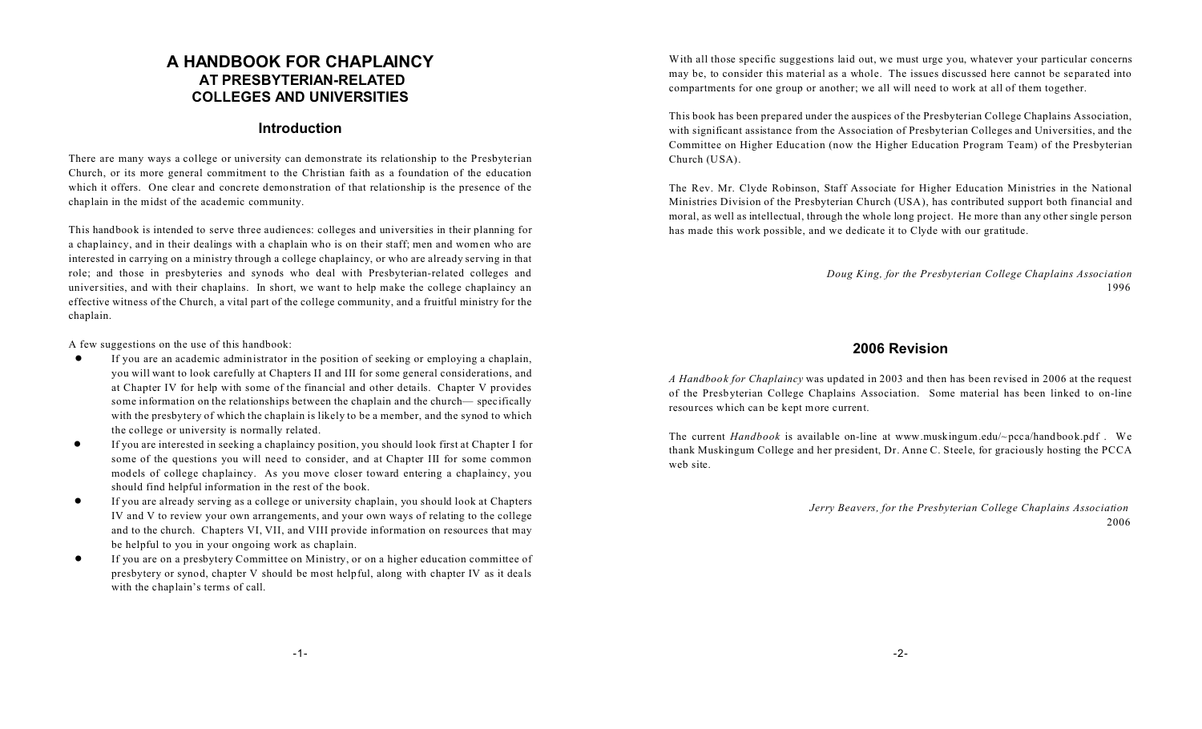# A HANDBOOK FOR CHAPLAINCY
## AT PRESBYTERIAN-RELATED COLLEGES AND UNIVERSITIES

## Introduction

There are many ways a college or university can demonstrate its relationship to the Presbyterian Church, or its more general commitment to the Christian faith as a foundation of the education which it offers. One clear and concrete demonstration of that relationship is the presence of the chaplain in the midst of the academic community.

This handbook is intended to serve three audiences: colleges and universities in their planning for a chaplaincy, and in their dealings with a chaplain who is on their staff; men and women who are interested in carrying on a ministry through a college chaplaincy, or who are already serving in that role; and those in presbyteries and synods who deal with Presbyterian-related colleges and universities, and with their chaplains. In short, we want to help make the college chaplaincy an effective witness of the Church, a vital part of the college community, and a fruitful ministry for the chaplain.

A few suggestions on the use of this handbook:

- If you are an academic administrator in the position of seeking or employing a chaplain, you will want to look carefully at Chapters II and III for some general considerations, and at Chapter IV for help with some of the financial and other details. Chapter V provides some information on the relationships between the chaplain and the church— specifically with the presbytery of which the chaplain is likely to be a member, and the synod to which the college or university is normally related.
- If you are interested in seeking a chaplaincy position, you should look first at Chapter I for some of the questions you will need to consider, and at Chapter III for some common models of college chaplaincy. As you move closer toward entering a chaplaincy, you should find helpful information in the rest of the book.
- If you are already serving as a college or university chaplain, you should look at Chapters IV and V to review your own arrangements, and your own ways of relating to the college and to the church. Chapters VI, VII, and VIII provide information on resources that may be helpful to you in your ongoing work as chaplain.
- If you are on a presbytery Committee on Ministry, or on a higher education committee of presbytery or synod, chapter V should be most helpful, along with chapter IV as it deals with the chaplain's terms of call.

With all those specific suggestions laid out, we must urge you, whatever your particular concerns may be, to consider this material as a whole. The issues discussed here cannot be separated into compartments for one group or another; we all will need to work at all of them together.

This book has been prepared under the auspices of the Presbyterian College Chaplains Association, with significant assistance from the Association of Presbyterian Colleges and Universities, and the Committee on Higher Education (now the Higher Education Program Team) of the Presbyterian Church (USA).

The Rev. Mr. Clyde Robinson, Staff Associate for Higher Education Ministries in the National Ministries Division of the Presbyterian Church (USA), has contributed support both financial and moral, as well as intellectual, through the whole long project. He more than any other single person has made this work possible, and we dedicate it to Clyde with our gratitude.

*Doug King, for the Presbyterian College Chaplains Association*
1996

## 2006 Revision

*A Handbook for Chaplaincy* was updated in 2003 and then has been revised in 2006 at the request of the Presbyterian College Chaplains Association. Some material has been linked to on-line resources which can be kept more current.

The current *Handbook* is available on-line at www.muskingum.edu/~pcca/handbook.pdf . We thank Muskingum College and her president, Dr. Anne C. Steele, for graciously hosting the PCCA web site.

*Jerry Beavers, for the Presbyterian College Chaplains Association*
2006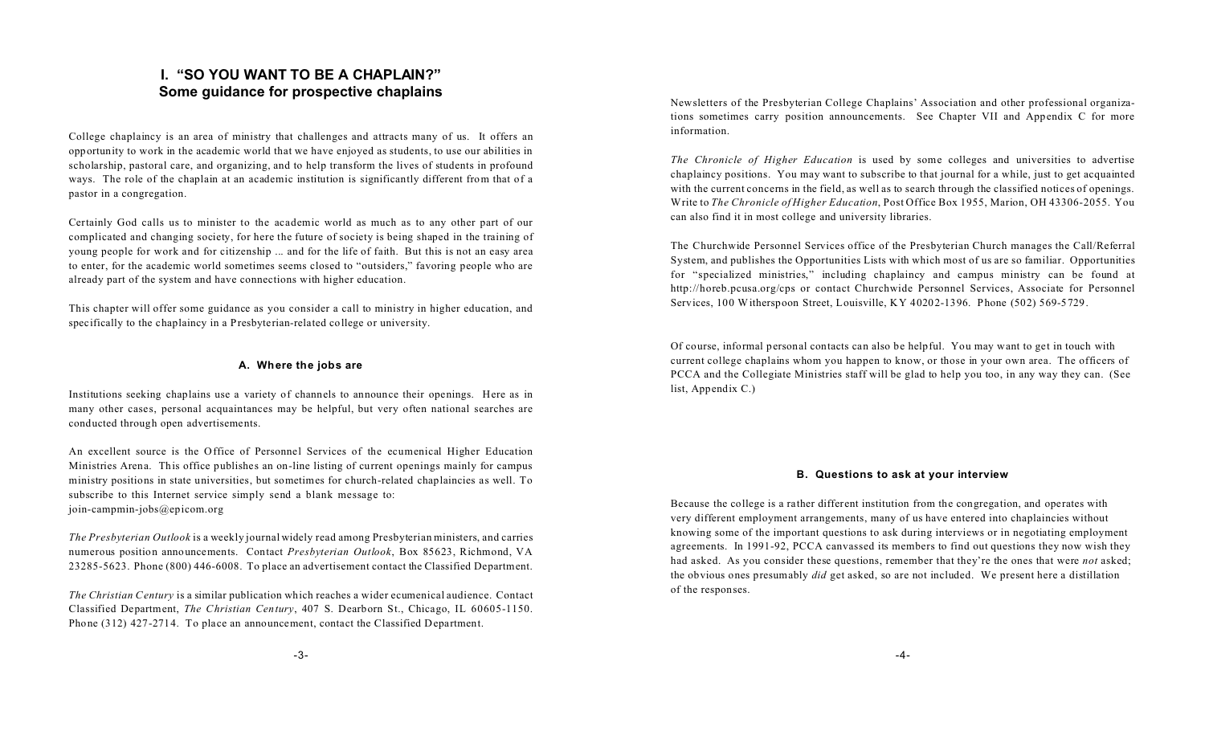## I. "SO YOU WANT TO BE A CHAPLAIN?"
### Some guidance for prospective chaplains

College chaplaincy is an area of ministry that challenges and attracts many of us. It offers an opportunity to work in the academic world that we have enjoyed as students, to use our abilities in scholarship, pastoral care, and organizing, and to help transform the lives of students in profound ways. The role of the chaplain at an academic institution is significantly different from that of a pastor in a congregation.

Certainly God calls us to minister to the academic world as much as to any other part of our complicated and changing society, for here the future of society is being shaped in the training of young people for work and for citizenship ... and for the life of faith. But this is not an easy area to enter, for the academic world sometimes seems closed to "outsiders," favoring people who are already part of the system and have connections with higher education.

This chapter will offer some guidance as you consider a call to ministry in higher education, and specifically to the chaplaincy in a Presbyterian-related college or university.

#### A. Where the jobs are

Institutions seeking chaplains use a variety of channels to announce their openings. Here as in many other cases, personal acquaintances may be helpful, but very often national searches are conducted through open advertisements.

An excellent source is the Office of Personnel Services of the ecumenical Higher Education Ministries Arena. This office publishes an on-line listing of current openings mainly for campus ministry positions in state universities, but sometimes for church-related chaplaincies as well. To subscribe to this Internet service simply send a blank message to: join-campmin-jobs@epicom.org

*The Presbyterian Outlook* is a weekly journal widely read among Presbyterian ministers, and carries numerous position announcements. Contact *Presbyterian Outlook*, Box 85623, Richmond, VA 23285-5623. Phone (800) 446-6008. To place an advertisement contact the Classified Department.

*The Christian Century* is a similar publication which reaches a wider ecumenical audience. Contact Classified Department, *The Christian Century*, 407 S. Dearborn St., Chicago, IL 60605-1150. Phone (312) 427-2714. To place an announcement, contact the Classified Department.

Newsletters of the Presbyterian College Chaplains' Association and other professional organizations sometimes carry position announcements. See Chapter VII and Appendix C for more information.

*The Chronicle of Higher Education* is used by some colleges and universities to advertise chaplaincy positions. You may want to subscribe to that journal for a while, just to get acquainted with the current concerns in the field, as well as to search through the classified notices of openings. Write to *The Chronicle of Higher Education*, Post Office Box 1955, Marion, OH 43306-2055. You can also find it in most college and university libraries.

The Churchwide Personnel Services office of the Presbyterian Church manages the Call/Referral System, and publishes the Opportunities Lists with which most of us are so familiar. Opportunities for "specialized ministries," including chaplaincy and campus ministry can be found at http://horeb.pcusa.org/cps or contact Churchwide Personnel Services, Associate for Personnel Services, 100 Witherspoon Street, Louisville, KY 40202-1396. Phone (502) 569-5729.

Of course, informal personal contacts can also be helpful. You may want to get in touch with current college chaplains whom you happen to know, or those in your own area. The officers of PCCA and the Collegiate Ministries staff will be glad to help you too, in any way they can. (See list, Appendix C.)

#### B. Questions to ask at your interview

Because the college is a rather different institution from the congregation, and operates with very different employment arrangements, many of us have entered into chaplaincies without knowing some of the important questions to ask during interviews or in negotiating employment agreements. In 1991-92, PCCA canvassed its members to find out questions they now wish they had asked. As you consider these questions, remember that they're the ones that were *not* asked; the obvious ones presumably *did* get asked, so are not included. We present here a distillation of the responses.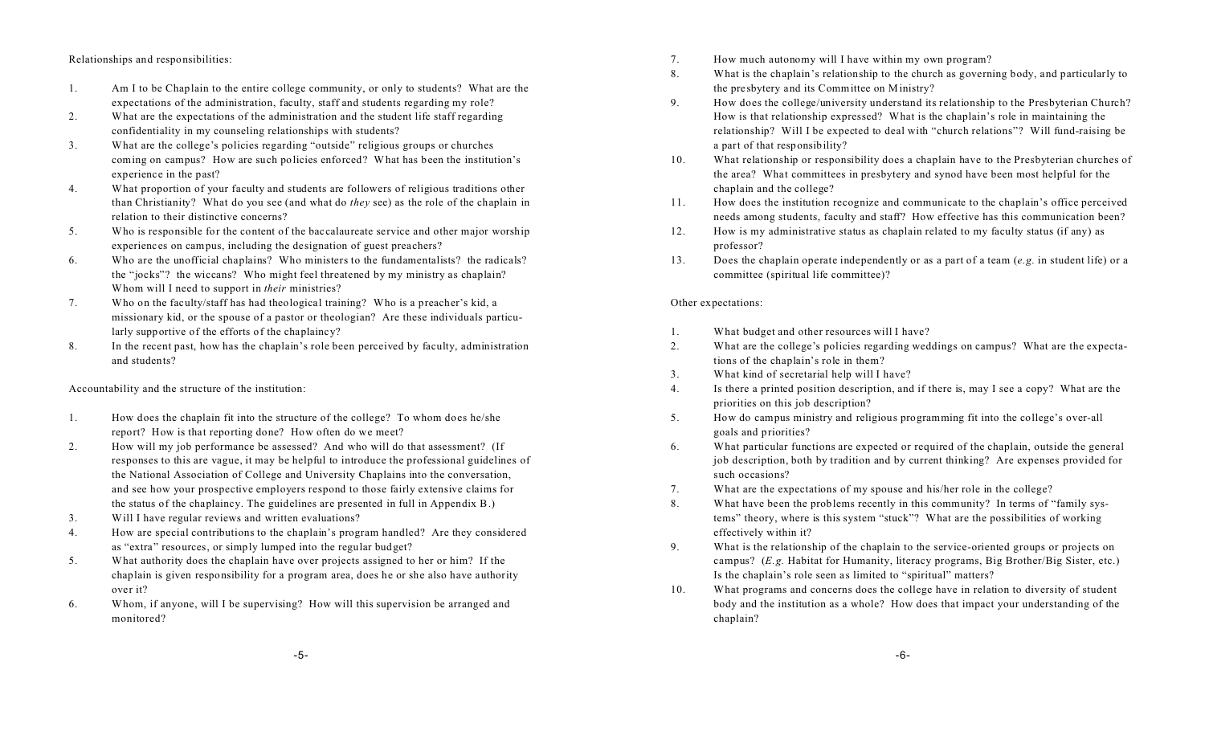Relationships and responsibilities:

1. Am I to be Chaplain to the entire college community, or only to students? What are the expectations of the administration, faculty, staff and students regarding my role?
2. What are the expectations of the administration and the student life staff regarding confidentiality in my counseling relationships with students?
3. What are the college's policies regarding "outside" religious groups or churches coming on campus? How are such policies enforced? What has been the institution's experience in the past?
4. What proportion of your faculty and students are followers of religious traditions other than Christianity? What do you see (and what do *they* see) as the role of the chaplain in relation to their distinctive concerns?
5. Who is responsible for the content of the baccalaureate service and other major worship experiences on campus, including the designation of guest preachers?
6. Who are the unofficial chaplains? Who ministers to the fundamentalists? the radicals? the "jocks"? the wiccans? Who might feel threatened by my ministry as chaplain? Whom will I need to support in *their* ministries?
7. Who on the faculty/staff has had theological training? Who is a preacher's kid, a missionary kid, or the spouse of a pastor or theologian? Are these individuals particularly supportive of the efforts of the chaplaincy?
8. In the recent past, how has the chaplain's role been perceived by faculty, administration and students?

Accountability and the structure of the institution:

1. How does the chaplain fit into the structure of the college? To whom does he/she report? How is that reporting done? How often do we meet?
2. How will my job performance be assessed? And who will do that assessment? (If responses to this are vague, it may be helpful to introduce the professional guidelines of the National Association of College and University Chaplains into the conversation, and see how your prospective employers respond to those fairly extensive claims for the status of the chaplaincy. The guidelines are presented in full in Appendix B.)
3. Will I have regular reviews and written evaluations?
4. How are special contributions to the chaplain's program handled? Are they considered as "extra" resources, or simply lumped into the regular budget?
5. What authority does the chaplain have over projects assigned to her or him? If the chaplain is given responsibility for a program area, does he or she also have authority over it?
6. Whom, if anyone, will I be supervising? How will this supervision be arranged and monitored?
7. How much autonomy will I have within my own program?
8. What is the chaplain's relationship to the church as governing body, and particularly to the presbytery and its Committee on Ministry?
9. How does the college/university understand its relationship to the Presbyterian Church? How is that relationship expressed? What is the chaplain's role in maintaining the relationship? Will I be expected to deal with "church relations"? Will fund-raising be a part of that responsibility?
10. What relationship or responsibility does a chaplain have to the Presbyterian churches of the area? What committees in presbytery and synod have been most helpful for the chaplain and the college?
11. How does the institution recognize and communicate to the chaplain's office perceived needs among students, faculty and staff? How effective has this communication been?
12. How is my administrative status as chaplain related to my faculty status (if any) as professor?
13. Does the chaplain operate independently or as a part of a team (*e.g.* in student life) or a committee (spiritual life committee)?

Other expectations:

1. What budget and other resources will I have?
2. What are the college's policies regarding weddings on campus? What are the expectations of the chaplain's role in them?
3. What kind of secretarial help will I have?
4. Is there a printed position description, and if there is, may I see a copy? What are the priorities on this job description?
5. How do campus ministry and religious programming fit into the college's over-all goals and priorities?
6. What particular functions are expected or required of the chaplain, outside the general job description, both by tradition and by current thinking? Are expenses provided for such occasions?
7. What are the expectations of my spouse and his/her role in the college?
8. What have been the problems recently in this community? In terms of "family systems" theory, where is this system "stuck"? What are the possibilities of working effectively within it?
9. What is the relationship of the chaplain to the service-oriented groups or projects on campus? (*E.g.* Habitat for Humanity, literacy programs, Big Brother/Big Sister, etc.) Is the chaplain's role seen as limited to "spiritual" matters?
10. What programs and concerns does the college have in relation to diversity of student body and the institution as a whole? How does that impact your understanding of the chaplain?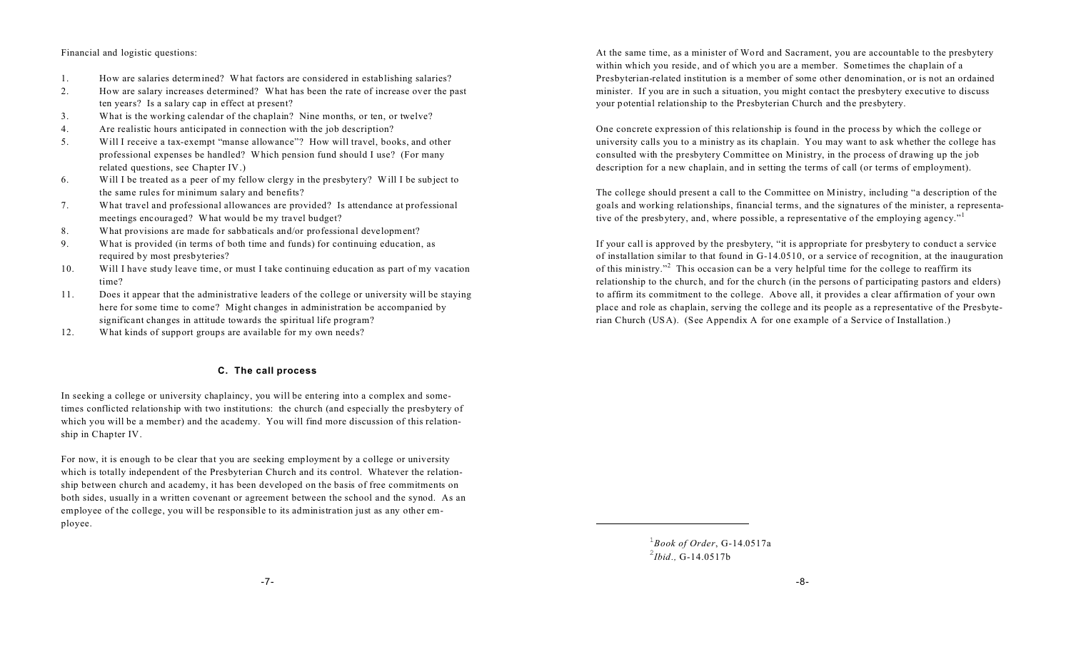Financial and logistic questions:

1. How are salaries determined? What factors are considered in establishing salaries?
2. How are salary increases determined? What has been the rate of increase over the past ten years? Is a salary cap in effect at present?
3. What is the working calendar of the chaplain? Nine months, or ten, or twelve?
4. Are realistic hours anticipated in connection with the job description?
5. Will I receive a tax-exempt "manse allowance"? How will travel, books, and other professional expenses be handled? Which pension fund should I use? (For many related questions, see Chapter IV.)
6. Will I be treated as a peer of my fellow clergy in the presbytery? Will I be subject to the same rules for minimum salary and benefits?
7. What travel and professional allowances are provided? Is attendance at professional meetings encouraged? What would be my travel budget?
8. What provisions are made for sabbaticals and/or professional development?
9. What is provided (in terms of both time and funds) for continuing education, as required by most presbyteries?
10. Will I have study leave time, or must I take continuing education as part of my vacation time?
11. Does it appear that the administrative leaders of the college or university will be staying here for some time to come? Might changes in administration be accompanied by significant changes in attitude towards the spiritual life program?
12. What kinds of support groups are available for my own needs?

### C. The call process

In seeking a college or university chaplaincy, you will be entering into a complex and sometimes conflicted relationship with two institutions: the church (and especially the presbytery of which you will be a member) and the academy. You will find more discussion of this relationship in Chapter IV.

For now, it is enough to be clear that you are seeking employment by a college or university which is totally independent of the Presbyterian Church and its control. Whatever the relationship between church and academy, it has been developed on the basis of free commitments on both sides, usually in a written covenant or agreement between the school and the synod. As an employee of the college, you will be responsible to its administration just as any other employee.

At the same time, as a minister of Word and Sacrament, you are accountable to the presbytery within which you reside, and of which you are a member. Sometimes the chaplain of a Presbyterian-related institution is a member of some other denomination, or is not an ordained minister. If you are in such a situation, you might contact the presbytery executive to discuss your potential relationship to the Presbyterian Church and the presbytery.

One concrete expression of this relationship is found in the process by which the college or university calls you to a ministry as its chaplain. You may want to ask whether the college has consulted with the presbytery Committee on Ministry, in the process of drawing up the job description for a new chaplain, and in setting the terms of call (or terms of employment).

The college should present a call to the Committee on Ministry, including "a description of the goals and working relationships, financial terms, and the signatures of the minister, a representative of the presbytery, and, where possible, a representative of the employing agency."[1]

If your call is approved by the presbytery, "it is appropriate for presbytery to conduct a service of installation similar to that found in G-14.0510, or a service of recognition, at the inauguration of this ministry."[2] This occasion can be a very helpful time for the college to reaffirm its relationship to the church, and for the church (in the persons of participating pastors and elders) to affirm its commitment to the college. Above all, it provides a clear affirmation of your own place and role as chaplain, serving the college and its people as a representative of the Presbyterian Church (USA). (See Appendix A for one example of a Service of Installation.)

---

[1] *Book of Order*, G-14.0517a

[2] *Ibid.*, G-14.0517b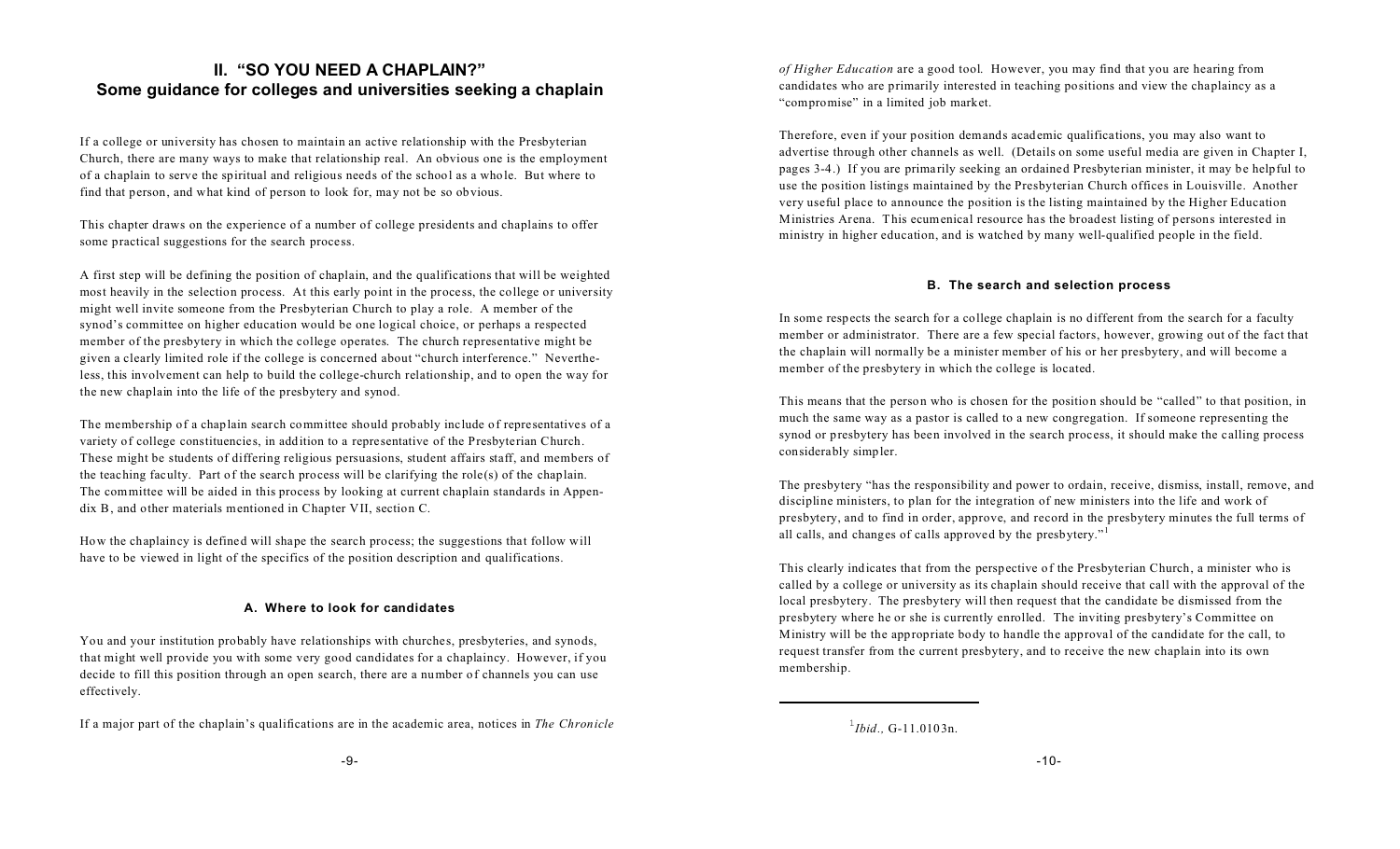## II. "SO YOU NEED A CHAPLAIN?"
## Some guidance for colleges and universities seeking a chaplain

If a college or university has chosen to maintain an active relationship with the Presbyterian Church, there are many ways to make that relationship real. An obvious one is the employment of a chaplain to serve the spiritual and religious needs of the school as a whole. But where to find that person, and what kind of person to look for, may not be so obvious.

This chapter draws on the experience of a number of college presidents and chaplains to offer some practical suggestions for the search process.

A first step will be defining the position of chaplain, and the qualifications that will be weighted most heavily in the selection process. At this early point in the process, the college or university might well invite someone from the Presbyterian Church to play a role. A member of the synod's committee on higher education would be one logical choice, or perhaps a respected member of the presbytery in which the college operates. The church representative might be given a clearly limited role if the college is concerned about "church interference." Nevertheless, this involvement can help to build the college-church relationship, and to open the way for the new chaplain into the life of the presbytery and synod.

The membership of a chaplain search committee should probably include of representatives of a variety of college constituencies, in addition to a representative of the Presbyterian Church. These might be students of differing religious persuasions, student affairs staff, and members of the teaching faculty. Part of the search process will be clarifying the role(s) of the chaplain. The committee will be aided in this process by looking at current chaplain standards in Appendix B, and other materials mentioned in Chapter VII, section C.

How the chaplaincy is defined will shape the search process; the suggestions that follow will have to be viewed in light of the specifics of the position description and qualifications.

#### A. Where to look for candidates

You and your institution probably have relationships with churches, presbyteries, and synods, that might well provide you with some very good candidates for a chaplaincy. However, if you decide to fill this position through an open search, there are a number of channels you can use effectively.

If a major part of the chaplain's qualifications are in the academic area, notices in *The Chronicle of Higher Education* are a good tool. However, you may find that you are hearing from candidates who are primarily interested in teaching positions and view the chaplaincy as a "compromise" in a limited job market.

Therefore, even if your position demands academic qualifications, you may also want to advertise through other channels as well. (Details on some useful media are given in Chapter I, pages 3-4.) If you are primarily seeking an ordained Presbyterian minister, it may be helpful to use the position listings maintained by the Presbyterian Church offices in Louisville. Another very useful place to announce the position is the listing maintained by the Higher Education Ministries Arena. This ecumenical resource has the broadest listing of persons interested in ministry in higher education, and is watched by many well-qualified people in the field.

#### B. The search and selection process

In some respects the search for a college chaplain is no different from the search for a faculty member or administrator. There are a few special factors, however, growing out of the fact that the chaplain will normally be a minister member of his or her presbytery, and will become a member of the presbytery in which the college is located.

This means that the person who is chosen for the position should be "called" to that position, in much the same way as a pastor is called to a new congregation. If someone representing the synod or presbytery has been involved in the search process, it should make the calling process considerably simpler.

The presbytery "has the responsibility and power to ordain, receive, dismiss, install, remove, and discipline ministers, to plan for the integration of new ministers into the life and work of presbytery, and to find in order, approve, and record in the presbytery minutes the full terms of all calls, and changes of calls approved by the presbytery."[1]

This clearly indicates that from the perspective of the Presbyterian Church, a minister who is called by a college or university as its chaplain should receive that call with the approval of the local presbytery. The presbytery will then request that the candidate be dismissed from the presbytery where he or she is currently enrolled. The inviting presbytery's Committee on Ministry will be the appropriate body to handle the approval of the candidate for the call, to request transfer from the current presbytery, and to receive the new chaplain into its own membership.

---

[1] *Ibid.,* G-11.0103n.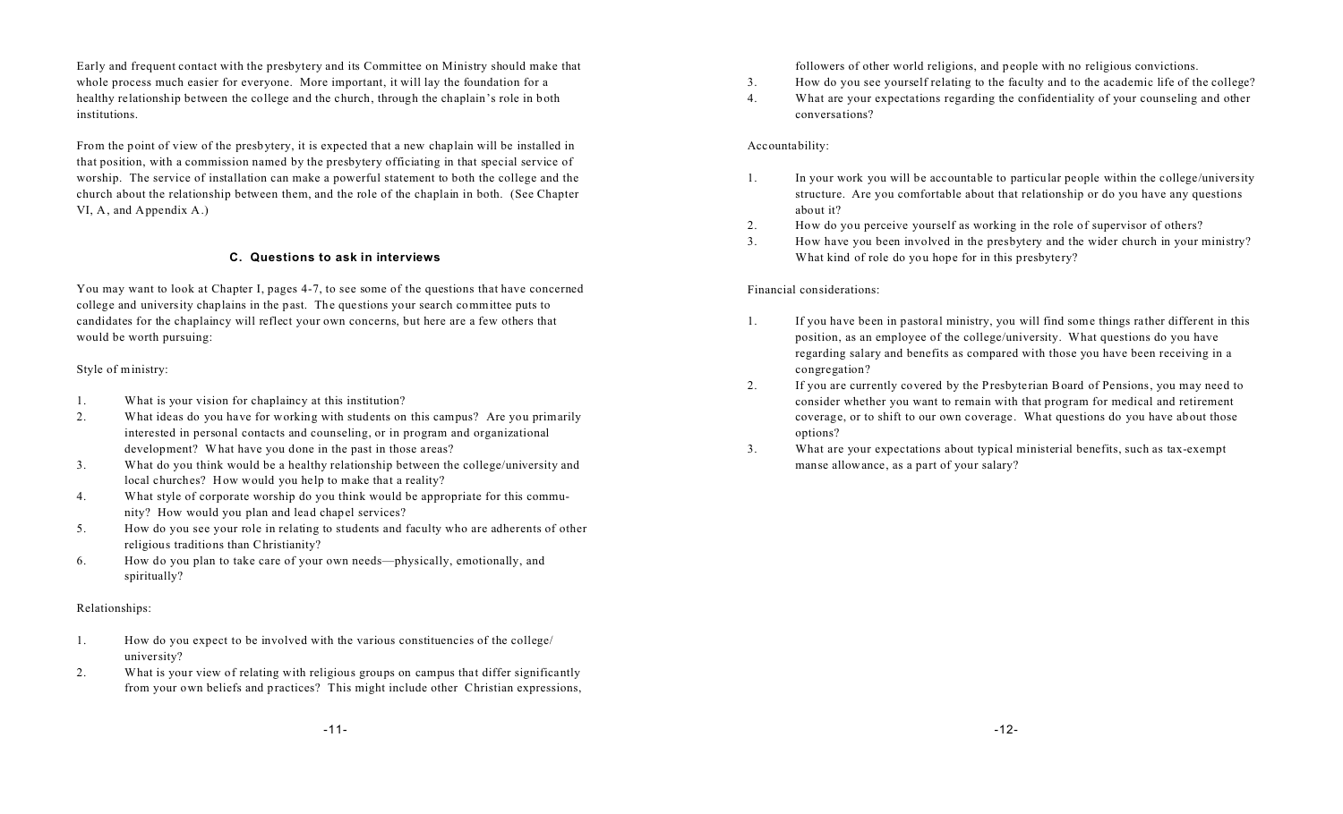Early and frequent contact with the presbytery and its Committee on Ministry should make that whole process much easier for everyone. More important, it will lay the foundation for a healthy relationship between the college and the church, through the chaplain's role in both institutions.

From the point of view of the presbytery, it is expected that a new chaplain will be installed in that position, with a commission named by the presbytery officiating in that special service of worship. The service of installation can make a powerful statement to both the college and the church about the relationship between them, and the role of the chaplain in both. (See Chapter VI, A, and Appendix A.)

### C. Questions to ask in interviews

You may want to look at Chapter I, pages 4-7, to see some of the questions that have concerned college and university chaplains in the past. The questions your search committee puts to candidates for the chaplaincy will reflect your own concerns, but here are a few others that would be worth pursuing:

Style of ministry:

1. What is your vision for chaplaincy at this institution?
2. What ideas do you have for working with students on this campus? Are you primarily interested in personal contacts and counseling, or in program and organizational development? What have you done in the past in those areas?
3. What do you think would be a healthy relationship between the college/university and local churches? How would you help to make that a reality?
4. What style of corporate worship do you think would be appropriate for this community? How would you plan and lead chapel services?
5. How do you see your role in relating to students and faculty who are adherents of other religious traditions than Christianity?
6. How do you plan to take care of your own needs—physically, emotionally, and spiritually?

Relationships:

1. How do you expect to be involved with the various constituencies of the college/university?
2. What is your view of relating with religious groups on campus that differ significantly from your own beliefs and practices? This might include other Christian expressions, followers of other world religions, and people with no religious convictions.
3. How do you see yourself relating to the faculty and to the academic life of the college?
4. What are your expectations regarding the confidentiality of your counseling and other conversations?

Accountability:

1. In your work you will be accountable to particular people within the college/university structure. Are you comfortable about that relationship or do you have any questions about it?
2. How do you perceive yourself as working in the role of supervisor of others?
3. How have you been involved in the presbytery and the wider church in your ministry? What kind of role do you hope for in this presbytery?

Financial considerations:

1. If you have been in pastoral ministry, you will find some things rather different in this position, as an employee of the college/university. What questions do you have regarding salary and benefits as compared with those you have been receiving in a congregation?
2. If you are currently covered by the Presbyterian Board of Pensions, you may need to consider whether you want to remain with that program for medical and retirement coverage, or to shift to our own coverage. What questions do you have about those options?
3. What are your expectations about typical ministerial benefits, such as tax-exempt manse allowance, as a part of your salary?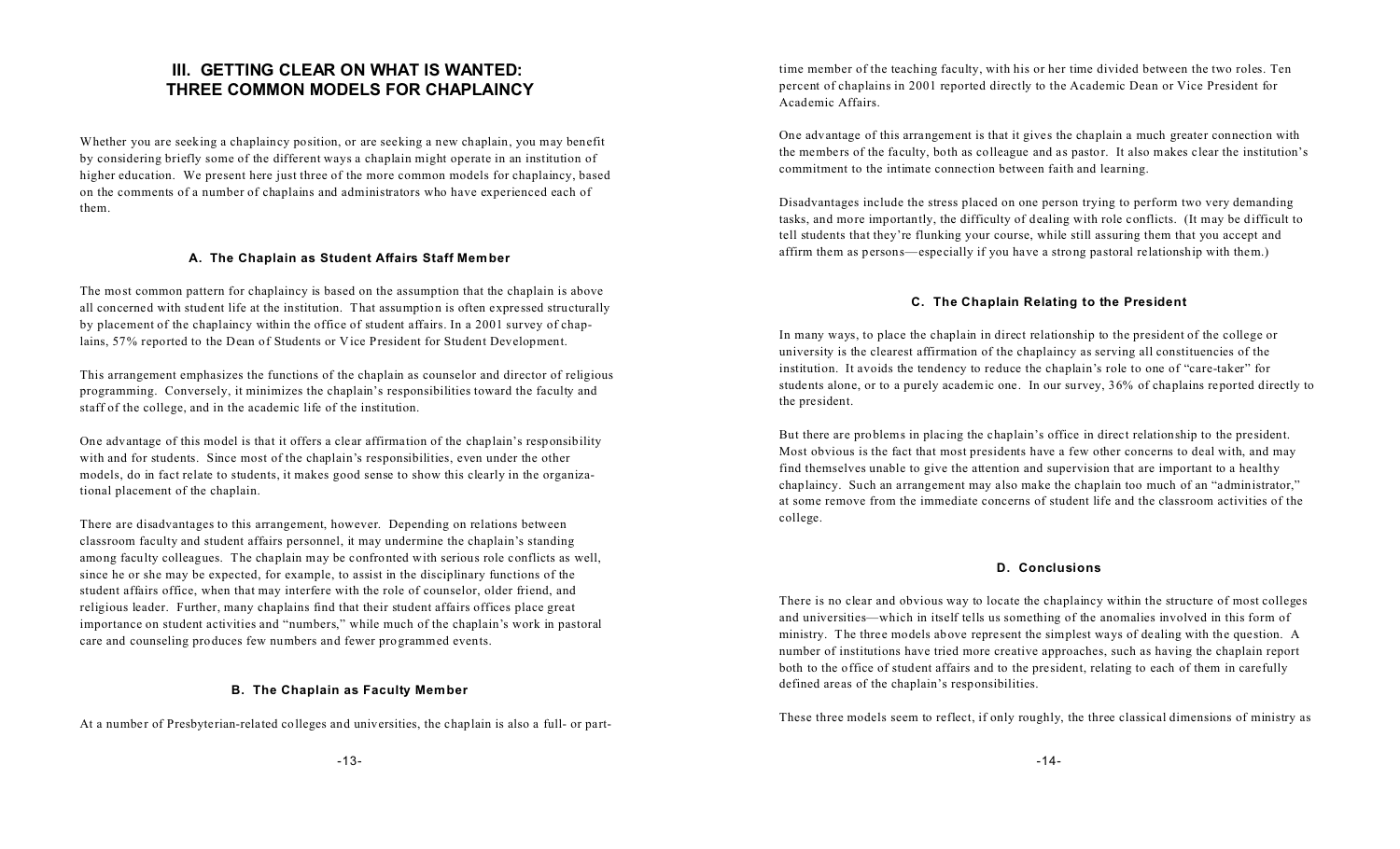## III. GETTING CLEAR ON WHAT IS WANTED: THREE COMMON MODELS FOR CHAPLAINCY

Whether you are seeking a chaplaincy position, or are seeking a new chaplain, you may benefit by considering briefly some of the different ways a chaplain might operate in an institution of higher education. We present here just three of the more common models for chaplaincy, based on the comments of a number of chaplains and administrators who have experienced each of them.

### A. The Chaplain as Student Affairs Staff Member

The most common pattern for chaplaincy is based on the assumption that the chaplain is above all concerned with student life at the institution. That assumption is often expressed structurally by placement of the chaplaincy within the office of student affairs. In a 2001 survey of chaplains, 57% reported to the Dean of Students or Vice President for Student Development.

This arrangement emphasizes the functions of the chaplain as counselor and director of religious programming. Conversely, it minimizes the chaplain's responsibilities toward the faculty and staff of the college, and in the academic life of the institution.

One advantage of this model is that it offers a clear affirmation of the chaplain's responsibility with and for students. Since most of the chaplain's responsibilities, even under the other models, do in fact relate to students, it makes good sense to show this clearly in the organizational placement of the chaplain.

There are disadvantages to this arrangement, however. Depending on relations between classroom faculty and student affairs personnel, it may undermine the chaplain's standing among faculty colleagues. The chaplain may be confronted with serious role conflicts as well, since he or she may be expected, for example, to assist in the disciplinary functions of the student affairs office, when that may interfere with the role of counselor, older friend, and religious leader. Further, many chaplains find that their student affairs offices place great importance on student activities and "numbers," while much of the chaplain's work in pastoral care and counseling produces few numbers and fewer programmed events.

### B. The Chaplain as Faculty Member

At a number of Presbyterian-related colleges and universities, the chaplain is also a full- or part-time member of the teaching faculty, with his or her time divided between the two roles. Ten percent of chaplains in 2001 reported directly to the Academic Dean or Vice President for Academic Affairs.

One advantage of this arrangement is that it gives the chaplain a much greater connection with the members of the faculty, both as colleague and as pastor. It also makes clear the institution's commitment to the intimate connection between faith and learning.

Disadvantages include the stress placed on one person trying to perform two very demanding tasks, and more importantly, the difficulty of dealing with role conflicts. (It may be difficult to tell students that they're flunking your course, while still assuring them that you accept and affirm them as persons—especially if you have a strong pastoral relationship with them.)

### C. The Chaplain Relating to the President

In many ways, to place the chaplain in direct relationship to the president of the college or university is the clearest affirmation of the chaplaincy as serving all constituencies of the institution. It avoids the tendency to reduce the chaplain's role to one of "care-taker" for students alone, or to a purely academic one. In our survey, 36% of chaplains reported directly to the president.

But there are problems in placing the chaplain's office in direct relationship to the president. Most obvious is the fact that most presidents have a few other concerns to deal with, and may find themselves unable to give the attention and supervision that are important to a healthy chaplaincy. Such an arrangement may also make the chaplain too much of an "administrator," at some remove from the immediate concerns of student life and the classroom activities of the college.

### D. Conclusions

There is no clear and obvious way to locate the chaplaincy within the structure of most colleges and universities—which in itself tells us something of the anomalies involved in this form of ministry. The three models above represent the simplest ways of dealing with the question. A number of institutions have tried more creative approaches, such as having the chaplain report both to the office of student affairs and to the president, relating to each of them in carefully defined areas of the chaplain's responsibilities.

These three models seem to reflect, if only roughly, the three classical dimensions of ministry as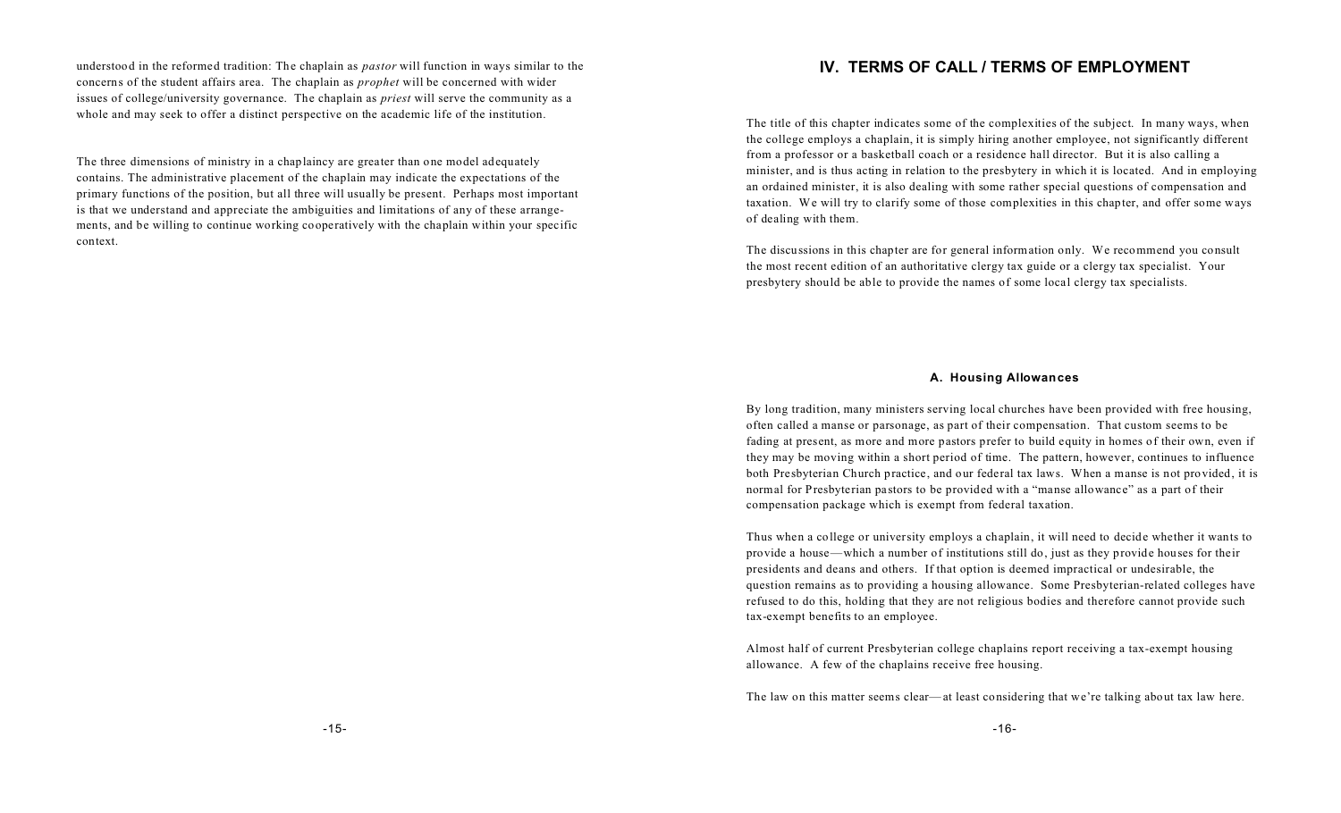understood in the reformed tradition: The chaplain as *pastor* will function in ways similar to the concerns of the student affairs area. The chaplain as *prophet* will be concerned with wider issues of college/university governance. The chaplain as *priest* will serve the community as a whole and may seek to offer a distinct perspective on the academic life of the institution.

The three dimensions of ministry in a chaplaincy are greater than one model adequately contains. The administrative placement of the chaplain may indicate the expectations of the primary functions of the position, but all three will usually be present. Perhaps most important is that we understand and appreciate the ambiguities and limitations of any of these arrangements, and be willing to continue working cooperatively with the chaplain within your specific context.

## IV. TERMS OF CALL / TERMS OF EMPLOYMENT

The title of this chapter indicates some of the complexities of the subject. In many ways, when the college employs a chaplain, it is simply hiring another employee, not significantly different from a professor or a basketball coach or a residence hall director. But it is also calling a minister, and is thus acting in relation to the presbytery in which it is located. And in employing an ordained minister, it is also dealing with some rather special questions of compensation and taxation. We will try to clarify some of those complexities in this chapter, and offer some ways of dealing with them.

The discussions in this chapter are for general information only. We recommend you consult the most recent edition of an authoritative clergy tax guide or a clergy tax specialist. Your presbytery should be able to provide the names of some local clergy tax specialists.

### A. Housing Allowances

By long tradition, many ministers serving local churches have been provided with free housing, often called a manse or parsonage, as part of their compensation. That custom seems to be fading at present, as more and more pastors prefer to build equity in homes of their own, even if they may be moving within a short period of time. The pattern, however, continues to influence both Presbyterian Church practice, and our federal tax laws. When a manse is not provided, it is normal for Presbyterian pastors to be provided with a "manse allowance" as a part of their compensation package which is exempt from federal taxation.

Thus when a college or university employs a chaplain, it will need to decide whether it wants to provide a house—which a number of institutions still do, just as they provide houses for their presidents and deans and others. If that option is deemed impractical or undesirable, the question remains as to providing a housing allowance. Some Presbyterian-related colleges have refused to do this, holding that they are not religious bodies and therefore cannot provide such tax-exempt benefits to an employee.

Almost half of current Presbyterian college chaplains report receiving a tax-exempt housing allowance. A few of the chaplains receive free housing.

The law on this matter seems clear—at least considering that we're talking about tax law here.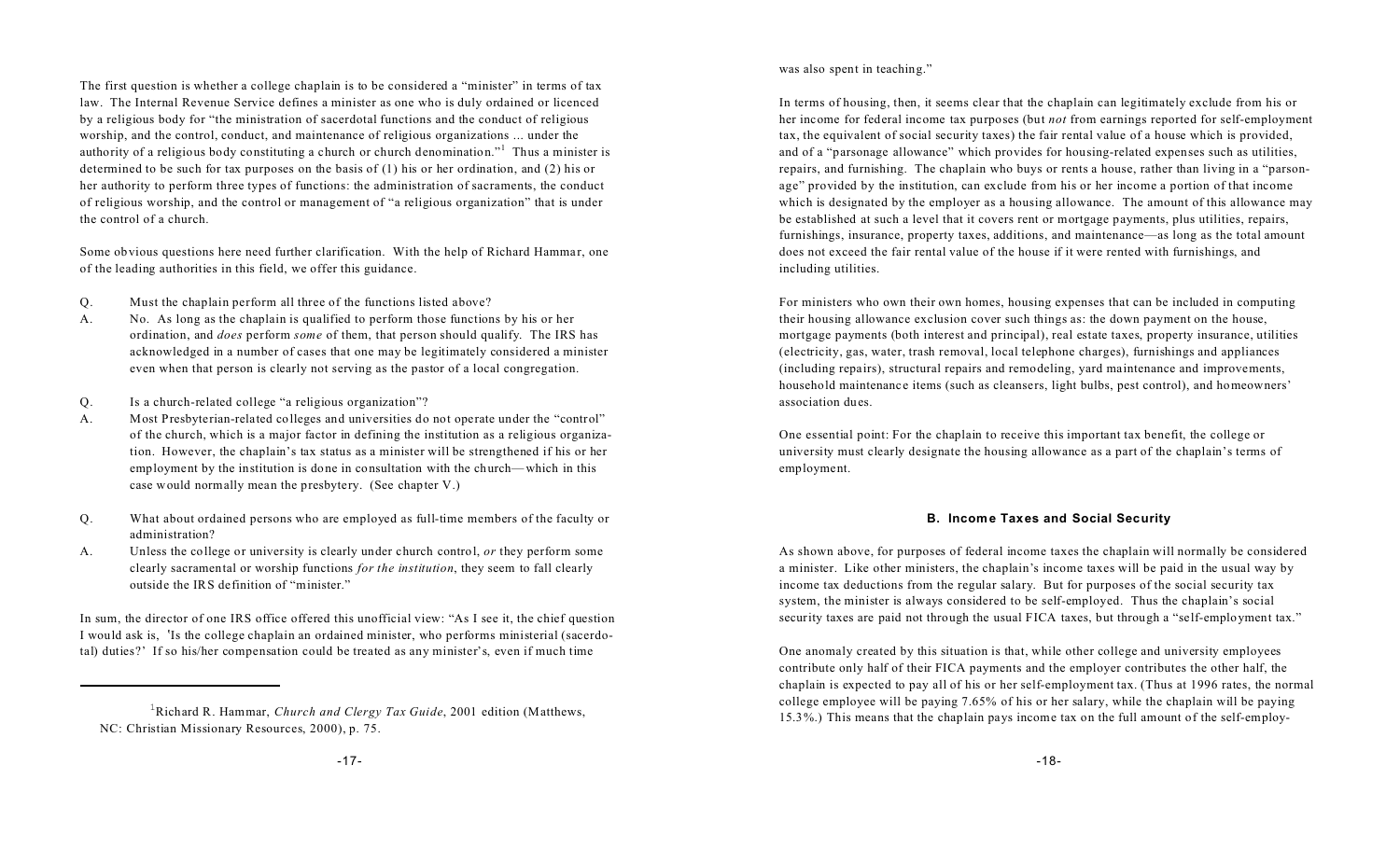The first question is whether a college chaplain is to be considered a "minister" in terms of tax law. The Internal Revenue Service defines a minister as one who is duly ordained or licenced by a religious body for "the ministration of sacerdotal functions and the conduct of religious worship, and the control, conduct, and maintenance of religious organizations ... under the authority of a religious body constituting a church or church denomination."[1] Thus a minister is determined to be such for tax purposes on the basis of (1) his or her ordination, and (2) his or her authority to perform three types of functions: the administration of sacraments, the conduct of religious worship, and the control or management of "a religious organization" that is under the control of a church.

Some obvious questions here need further clarification. With the help of Richard Hammar, one of the leading authorities in this field, we offer this guidance.

Q. Must the chaplain perform all three of the functions listed above?

A. No. As long as the chaplain is qualified to perform those functions by his or her ordination, and *does* perform *some* of them, that person should qualify. The IRS has acknowledged in a number of cases that one may be legitimately considered a minister even when that person is clearly not serving as the pastor of a local congregation.

Q. Is a church-related college "a religious organization"?

A. Most Presbyterian-related colleges and universities do not operate under the "control" of the church, which is a major factor in defining the institution as a religious organization. However, the chaplain's tax status as a minister will be strengthened if his or her employment by the institution is done in consultation with the church—which in this case would normally mean the presbytery. (See chapter V.)

Q. What about ordained persons who are employed as full-time members of the faculty or administration?

A. Unless the college or university is clearly under church control, *or* they perform some clearly sacramental or worship functions *for the institution*, they seem to fall clearly outside the IRS definition of "minister."

In sum, the director of one IRS office offered this unofficial view: "As I see it, the chief question I would ask is, 'Is the college chaplain an ordained minister, who performs ministerial (sacerdotal) duties?' If so his/her compensation could be treated as any minister's, even if much time was also spent in teaching."

[1] Richard R. Hammar, *Church and Clergy Tax Guide*, 2001 edition (Matthews, NC: Christian Missionary Resources, 2000), p. 75.

In terms of housing, then, it seems clear that the chaplain can legitimately exclude from his or her income for federal income tax purposes (but *not* from earnings reported for self-employment tax, the equivalent of social security taxes) the fair rental value of a house which is provided, and of a "parsonage allowance" which provides for housing-related expenses such as utilities, repairs, and furnishing. The chaplain who buys or rents a house, rather than living in a "parsonage" provided by the institution, can exclude from his or her income a portion of that income which is designated by the employer as a housing allowance. The amount of this allowance may be established at such a level that it covers rent or mortgage payments, plus utilities, repairs, furnishings, insurance, property taxes, additions, and maintenance—as long as the total amount does not exceed the fair rental value of the house if it were rented with furnishings, and including utilities.

For ministers who own their own homes, housing expenses that can be included in computing their housing allowance exclusion cover such things as: the down payment on the house, mortgage payments (both interest and principal), real estate taxes, property insurance, utilities (electricity, gas, water, trash removal, local telephone charges), furnishings and appliances (including repairs), structural repairs and remodeling, yard maintenance and improvements, household maintenance items (such as cleansers, light bulbs, pest control), and homeowners' association dues.

One essential point: For the chaplain to receive this important tax benefit, the college or university must clearly designate the housing allowance as a part of the chaplain's terms of employment.

### B. Income Taxes and Social Security

As shown above, for purposes of federal income taxes the chaplain will normally be considered a minister. Like other ministers, the chaplain's income taxes will be paid in the usual way by income tax deductions from the regular salary. But for purposes of the social security tax system, the minister is always considered to be self-employed. Thus the chaplain's social security taxes are paid not through the usual FICA taxes, but through a "self-employment tax."

One anomaly created by this situation is that, while other college and university employees contribute only half of their FICA payments and the employer contributes the other half, the chaplain is expected to pay all of his or her self-employment tax. (Thus at 1996 rates, the normal college employee will be paying 7.65% of his or her salary, while the chaplain will be paying 15.3%.) This means that the chaplain pays income tax on the full amount of the self-employ-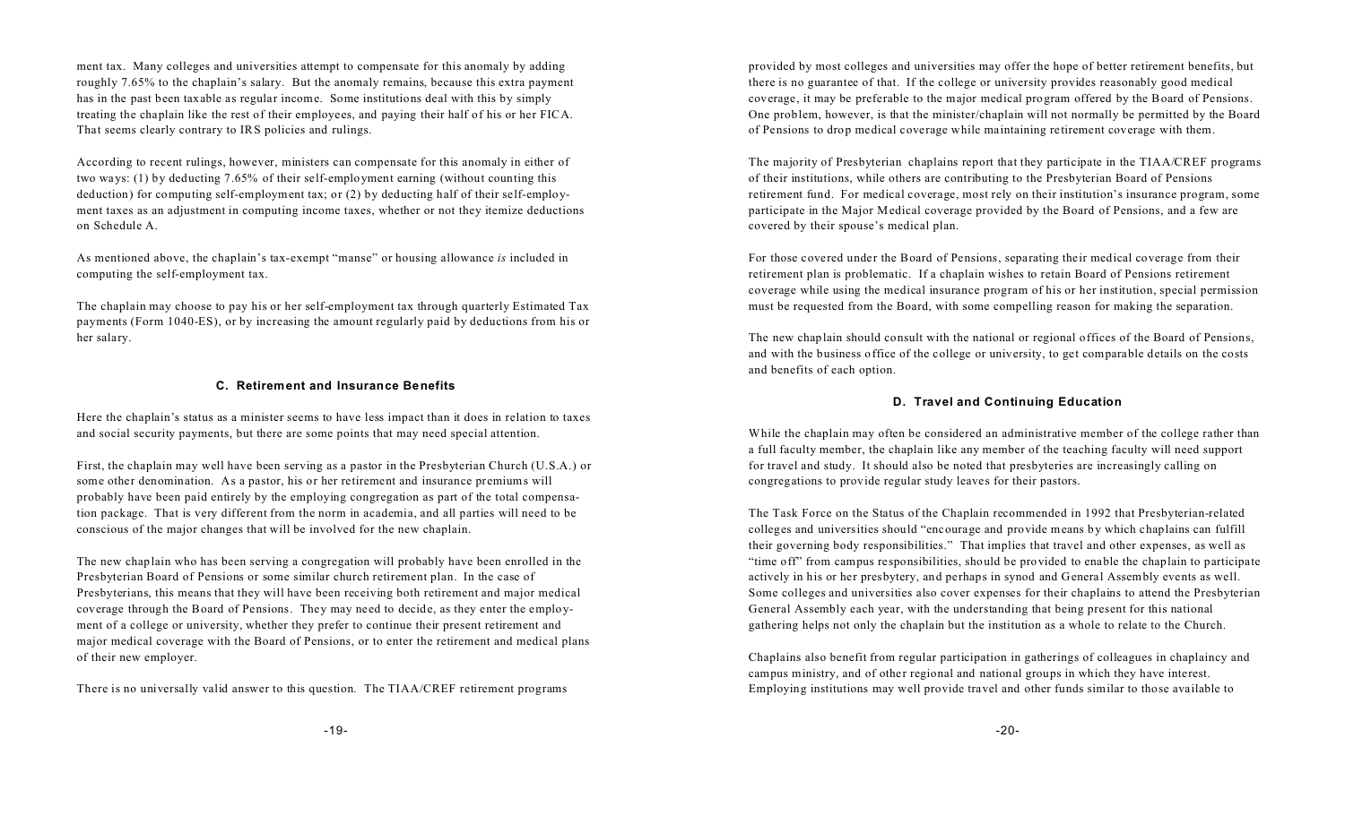ment tax. Many colleges and universities attempt to compensate for this anomaly by adding roughly 7.65% to the chaplain's salary. But the anomaly remains, because this extra payment has in the past been taxable as regular income. Some institutions deal with this by simply treating the chaplain like the rest of their employees, and paying their half of his or her FICA. That seems clearly contrary to IRS policies and rulings.

According to recent rulings, however, ministers can compensate for this anomaly in either of two ways: (1) by deducting 7.65% of their self-employment earning (without counting this deduction) for computing self-employment tax; or (2) by deducting half of their self-employment taxes as an adjustment in computing income taxes, whether or not they itemize deductions on Schedule A.

As mentioned above, the chaplain's tax-exempt "manse" or housing allowance *is* included in computing the self-employment tax.

The chaplain may choose to pay his or her self-employment tax through quarterly Estimated Tax payments (Form 1040-ES), or by increasing the amount regularly paid by deductions from his or her salary.

### C. Retirement and Insurance Benefits

Here the chaplain's status as a minister seems to have less impact than it does in relation to taxes and social security payments, but there are some points that may need special attention.

First, the chaplain may well have been serving as a pastor in the Presbyterian Church (U.S.A.) or some other denomination. As a pastor, his or her retirement and insurance premiums will probably have been paid entirely by the employing congregation as part of the total compensation package. That is very different from the norm in academia, and all parties will need to be conscious of the major changes that will be involved for the new chaplain.

The new chaplain who has been serving a congregation will probably have been enrolled in the Presbyterian Board of Pensions or some similar church retirement plan. In the case of Presbyterians, this means that they will have been receiving both retirement and major medical coverage through the Board of Pensions. They may need to decide, as they enter the employment of a college or university, whether they prefer to continue their present retirement and major medical coverage with the Board of Pensions, or to enter the retirement and medical plans of their new employer.

There is no universally valid answer to this question. The TIAA/CREF retirement programs provided by most colleges and universities may offer the hope of better retirement benefits, but there is no guarantee of that. If the college or university provides reasonably good medical coverage, it may be preferable to the major medical program offered by the Board of Pensions. One problem, however, is that the minister/chaplain will not normally be permitted by the Board of Pensions to drop medical coverage while maintaining retirement coverage with them.

The majority of Presbyterian chaplains report that they participate in the TIAA/CREF programs of their institutions, while others are contributing to the Presbyterian Board of Pensions retirement fund. For medical coverage, most rely on their institution's insurance program, some participate in the Major Medical coverage provided by the Board of Pensions, and a few are covered by their spouse's medical plan.

For those covered under the Board of Pensions, separating their medical coverage from their retirement plan is problematic. If a chaplain wishes to retain Board of Pensions retirement coverage while using the medical insurance program of his or her institution, special permission must be requested from the Board, with some compelling reason for making the separation.

The new chaplain should consult with the national or regional offices of the Board of Pensions, and with the business office of the college or university, to get comparable details on the costs and benefits of each option.

### D. Travel and Continuing Education

While the chaplain may often be considered an administrative member of the college rather than a full faculty member, the chaplain like any member of the teaching faculty will need support for travel and study. It should also be noted that presbyteries are increasingly calling on congregations to provide regular study leaves for their pastors.

The Task Force on the Status of the Chaplain recommended in 1992 that Presbyterian-related colleges and universities should "encourage and provide means by which chaplains can fulfill their governing body responsibilities." That implies that travel and other expenses, as well as "time off" from campus responsibilities, should be provided to enable the chaplain to participate actively in his or her presbytery, and perhaps in synod and General Assembly events as well. Some colleges and universities also cover expenses for their chaplains to attend the Presbyterian General Assembly each year, with the understanding that being present for this national gathering helps not only the chaplain but the institution as a whole to relate to the Church.

Chaplains also benefit from regular participation in gatherings of colleagues in chaplaincy and campus ministry, and of other regional and national groups in which they have interest. Employing institutions may well provide travel and other funds similar to those available to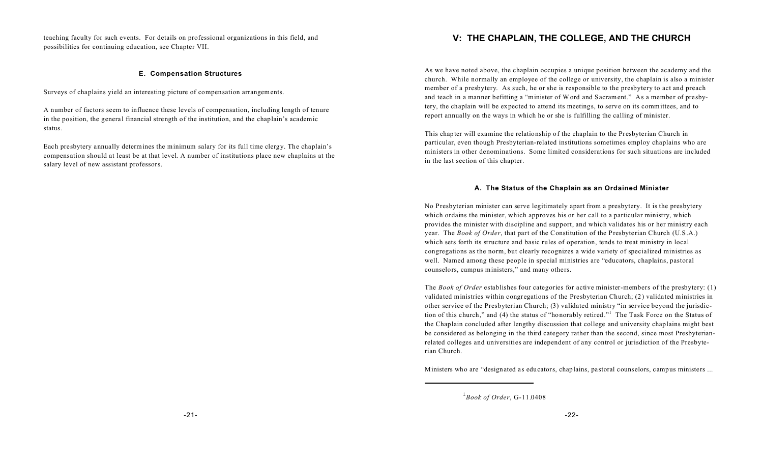teaching faculty for such events. For details on professional organizations in this field, and possibilities for continuing education, see Chapter VII.

### E. Compensation Structures

Surveys of chaplains yield an interesting picture of compensation arrangements.

A number of factors seem to influence these levels of compensation, including length of tenure in the position, the general financial strength of the institution, and the chaplain's academic status.

Each presbytery annually determines the minimum salary for its full time clergy. The chaplain's compensation should at least be at that level. A number of institutions place new chaplains at the salary level of new assistant professors.

## V: THE CHAPLAIN, THE COLLEGE, AND THE CHURCH

As we have noted above, the chaplain occupies a unique position between the academy and the church. While normally an employee of the college or university, the chaplain is also a minister member of a presbytery. As such, he or she is responsible to the presbytery to act and preach and teach in a manner befitting a "minister of Word and Sacrament." As a member of presbytery, the chaplain will be expected to attend its meetings, to serve on its committees, and to report annually on the ways in which he or she is fulfilling the calling of minister.

This chapter will examine the relationship of the chaplain to the Presbyterian Church in particular, even though Presbyterian-related institutions sometimes employ chaplains who are ministers in other denominations. Some limited considerations for such situations are included in the last section of this chapter.

### A. The Status of the Chaplain as an Ordained Minister

No Presbyterian minister can serve legitimately apart from a presbytery. It is the presbytery which ordains the minister, which approves his or her call to a particular ministry, which provides the minister with discipline and support, and which validates his or her ministry each year. The *Book of Order*, that part of the Constitution of the Presbyterian Church (U.S.A.) which sets forth its structure and basic rules of operation, tends to treat ministry in local congregations as the norm, but clearly recognizes a wide variety of specialized ministries as well. Named among these people in special ministries are "educators, chaplains, pastoral counselors, campus ministers," and many others.

The *Book of Order* establishes four categories for active minister-members of the presbytery: (1) validated ministries within congregations of the Presbyterian Church; (2) validated ministries in other service of the Presbyterian Church; (3) validated ministry "in service beyond the jurisdiction of this church," and (4) the status of "honorably retired."[1] The Task Force on the Status of the Chaplain concluded after lengthy discussion that college and university chaplains might best be considered as belonging in the third category rather than the second, since most Presbyterian-related colleges and universities are independent of any control or jurisdiction of the Presbyterian Church.

Ministers who are "designated as educators, chaplains, pastoral counselors, campus ministers ...

---

[1] *Book of Order*, G-11.0408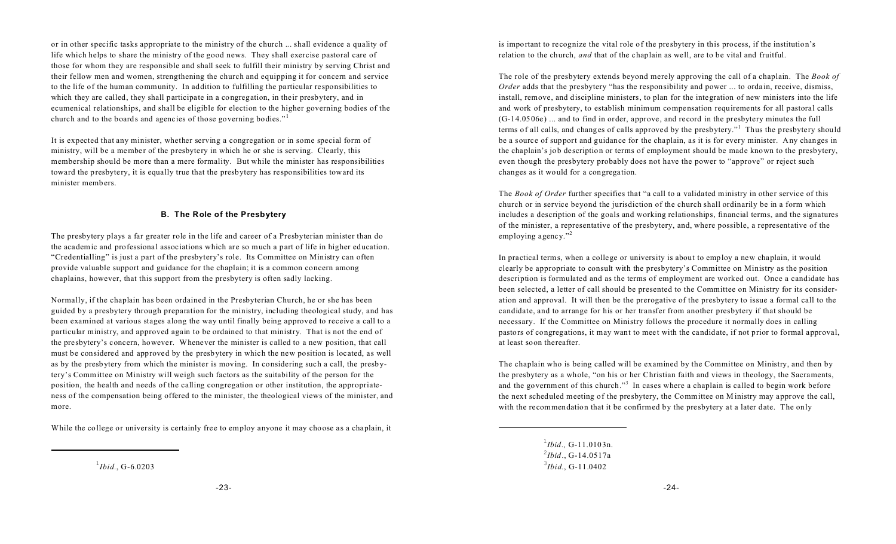or in other specific tasks appropriate to the ministry of the church ... shall evidence a quality of life which helps to share the ministry of the good news. They shall exercise pastoral care of those for whom they are responsible and shall seek to fulfill their ministry by serving Christ and their fellow men and women, strengthening the church and equipping it for concern and service to the life of the human community. In addition to fulfilling the particular responsibilities to which they are called, they shall participate in a congregation, in their presbytery, and in ecumenical relationships, and shall be eligible for election to the higher governing bodies of the church and to the boards and agencies of those governing bodies."[1]

It is expected that any minister, whether serving a congregation or in some special form of ministry, will be a member of the presbytery in which he or she is serving. Clearly, this membership should be more than a mere formality. But while the minister has responsibilities toward the presbytery, it is equally true that the presbytery has responsibilities toward its minister members.

### B. The Role of the Presbytery

The presbytery plays a far greater role in the life and career of a Presbyterian minister than do the academic and professional associations which are so much a part of life in higher education. "Credentialling" is just a part of the presbytery's role. Its Committee on Ministry can often provide valuable support and guidance for the chaplain; it is a common concern among chaplains, however, that this support from the presbytery is often sadly lacking.

Normally, if the chaplain has been ordained in the Presbyterian Church, he or she has been guided by a presbytery through preparation for the ministry, including theological study, and has been examined at various stages along the way until finally being approved to receive a call to a particular ministry, and approved again to be ordained to that ministry. That is not the end of the presbytery's concern, however. Whenever the minister is called to a new position, that call must be considered and approved by the presbytery in which the new position is located, as well as by the presbytery from which the minister is moving. In considering such a call, the presbytery's Committee on Ministry will weigh such factors as the suitability of the person for the position, the health and needs of the calling congregation or other institution, the appropriateness of the compensation being offered to the minister, the theological views of the minister, and more.

While the college or university is certainly free to employ anyone it may choose as a chaplain, it is important to recognize the vital role of the presbytery in this process, if the institution's relation to the church, *and* that of the chaplain as well, are to be vital and fruitful.

[1] *Ibid.*, G-6.0203

The role of the presbytery extends beyond merely approving the call of a chaplain. The *Book of Order* adds that the presbytery "has the responsibility and power ... to ordain, receive, dismiss, install, remove, and discipline ministers, to plan for the integration of new ministers into the life and work of presbytery, to establish minimum compensation requirements for all pastoral calls (G-14.0506e) ... and to find in order, approve, and record in the presbytery minutes the full terms of all calls, and changes of calls approved by the presbytery."[1] Thus the presbytery should be a source of support and guidance for the chaplain, as it is for every minister. Any changes in the chaplain's job description or terms of employment should be made known to the presbytery, even though the presbytery probably does not have the power to "approve" or reject such changes as it would for a congregation.

The *Book of Order* further specifies that "a call to a validated ministry in other service of this church or in service beyond the jurisdiction of the church shall ordinarily be in a form which includes a description of the goals and working relationships, financial terms, and the signatures of the minister, a representative of the presbytery, and, where possible, a representative of the employing agency."[2]

In practical terms, when a college or university is about to employ a new chaplain, it would clearly be appropriate to consult with the presbytery's Committee on Ministry as the position description is formulated and as the terms of employment are worked out. Once a candidate has been selected, a letter of call should be presented to the Committee on Ministry for its consideration and approval. It will then be the prerogative of the presbytery to issue a formal call to the candidate, and to arrange for his or her transfer from another presbytery if that should be necessary. If the Committee on Ministry follows the procedure it normally does in calling pastors of congregations, it may want to meet with the candidate, if not prior to formal approval, at least soon thereafter.

The chaplain who is being called will be examined by the Committee on Ministry, and then by the presbytery as a whole, "on his or her Christian faith and views in theology, the Sacraments, and the government of this church."[3] In cases where a chaplain is called to begin work before the next scheduled meeting of the presbytery, the Committee on Ministry may approve the call, with the recommendation that it be confirmed by the presbytery at a later date. The only

[1] *Ibid.*, G-11.0103n.
[2] *Ibid.*, G-14.0517a
[3] *Ibid.*, G-11.0402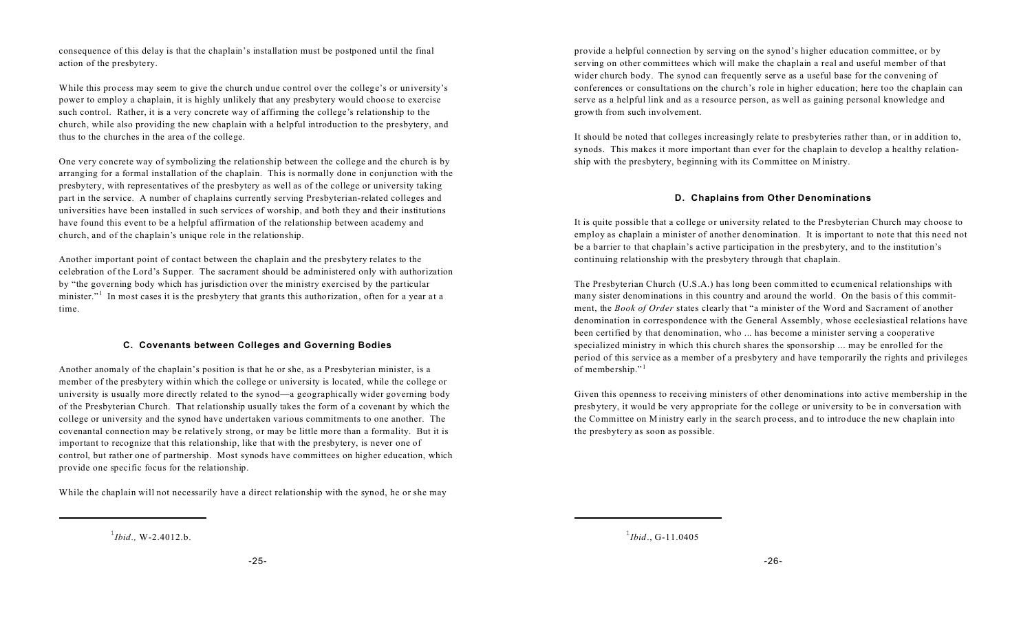consequence of this delay is that the chaplain's installation must be postponed until the final action of the presbytery.

While this process may seem to give the church undue control over the college's or university's power to employ a chaplain, it is highly unlikely that any presbytery would choose to exercise such control. Rather, it is a very concrete way of affirming the college's relationship to the church, while also providing the new chaplain with a helpful introduction to the presbytery, and thus to the churches in the area of the college.

One very concrete way of symbolizing the relationship between the college and the church is by arranging for a formal installation of the chaplain. This is normally done in conjunction with the presbytery, with representatives of the presbytery as well as of the college or university taking part in the service. A number of chaplains currently serving Presbyterian-related colleges and universities have been installed in such services of worship, and both they and their institutions have found this event to be a helpful affirmation of the relationship between academy and church, and of the chaplain's unique role in the relationship.

Another important point of contact between the chaplain and the presbytery relates to the celebration of the Lord's Supper. The sacrament should be administered only with authorization by "the governing body which has jurisdiction over the ministry exercised by the particular minister."[1] In most cases it is the presbytery that grants this authorization, often for a year at a time.

### C. Covenants between Colleges and Governing Bodies

Another anomaly of the chaplain's position is that he or she, as a Presbyterian minister, is a member of the presbytery within which the college or university is located, while the college or university is usually more directly related to the synod—a geographically wider governing body of the Presbyterian Church. That relationship usually takes the form of a covenant by which the college or university and the synod have undertaken various commitments to one another. The covenantal connection may be relatively strong, or may be little more than a formality. But it is important to recognize that this relationship, like that with the presbytery, is never one of control, but rather one of partnership. Most synods have committees on higher education, which provide one specific focus for the relationship.

While the chaplain will not necessarily have a direct relationship with the synod, he or she may provide a helpful connection by serving on the synod's higher education committee, or by serving on other committees which will make the chaplain a real and useful member of that wider church body. The synod can frequently serve as a useful base for the convening of conferences or consultations on the church's role in higher education; here too the chaplain can serve as a helpful link and as a resource person, as well as gaining personal knowledge and growth from such involvement.

It should be noted that colleges increasingly relate to presbyteries rather than, or in addition to, synods. This makes it more important than ever for the chaplain to develop a healthy relationship with the presbytery, beginning with its Committee on Ministry.

### D. Chaplains from Other Denominations

It is quite possible that a college or university related to the Presbyterian Church may choose to employ as chaplain a minister of another denomination. It is important to note that this need not be a barrier to that chaplain's active participation in the presbytery, and to the institution's continuing relationship with the presbytery through that chaplain.

The Presbyterian Church (U.S.A.) has long been committed to ecumenical relationships with many sister denominations in this country and around the world. On the basis of this commitment, the *Book of Order* states clearly that "a minister of the Word and Sacrament of another denomination in correspondence with the General Assembly, whose ecclesiastical relations have been certified by that denomination, who ... has become a minister serving a cooperative specialized ministry in which this church shares the sponsorship ... may be enrolled for the period of this service as a member of a presbytery and have temporarily the rights and privileges of membership."[1]

Given this openness to receiving ministers of other denominations into active membership in the presbytery, it would be very appropriate for the college or university to be in conversation with the Committee on Ministry early in the search process, and to introduce the new chaplain into the presbytery as soon as possible.

---

[1] *Ibid.,* W-2.4012.b.

[1] *Ibid.*, G-11.0405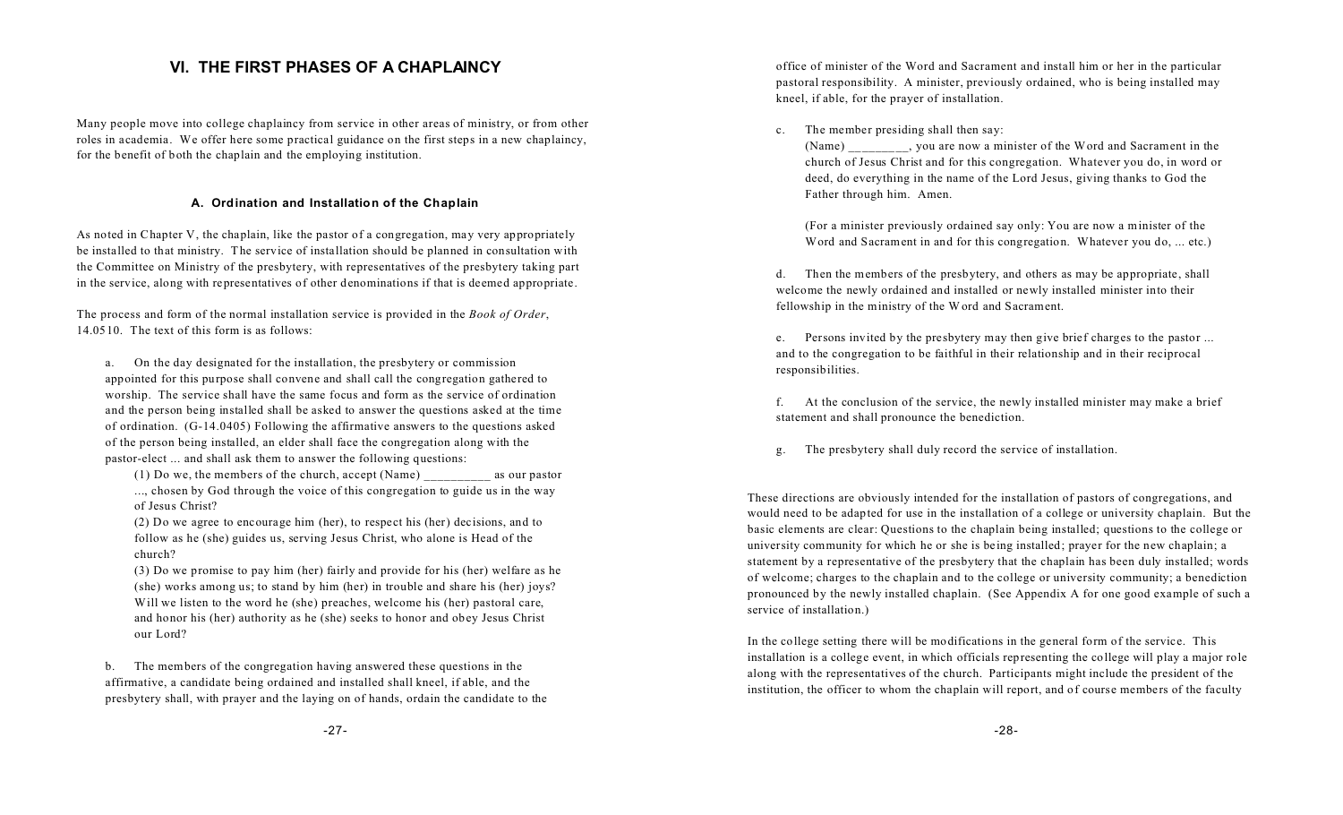## VI. THE FIRST PHASES OF A CHAPLAINCY

Many people move into college chaplaincy from service in other areas of ministry, or from other roles in academia. We offer here some practical guidance on the first steps in a new chaplaincy, for the benefit of both the chaplain and the employing institution.

### A. Ordination and Installation of the Chaplain

As noted in Chapter V, the chaplain, like the pastor of a congregation, may very appropriately be installed to that ministry. The service of installation should be planned in consultation with the Committee on Ministry of the presbytery, with representatives of the presbytery taking part in the service, along with representatives of other denominations if that is deemed appropriate.

The process and form of the normal installation service is provided in the *Book of Order*, 14.0510. The text of this form is as follows:

a. On the day designated for the installation, the presbytery or commission appointed for this purpose shall convene and shall call the congregation gathered to worship. The service shall have the same focus and form as the service of ordination and the person being installed shall be asked to answer the questions asked at the time of ordination. (G-14.0405) Following the affirmative answers to the questions asked of the person being installed, an elder shall face the congregation along with the pastor-elect ... and shall ask them to answer the following questions:

(1) Do we, the members of the church, accept (Name) __________ as our pastor ..., chosen by God through the voice of this congregation to guide us in the way of Jesus Christ?

(2) Do we agree to encourage him (her), to respect his (her) decisions, and to follow as he (she) guides us, serving Jesus Christ, who alone is Head of the church?

(3) Do we promise to pay him (her) fairly and provide for his (her) welfare as he (she) works among us; to stand by him (her) in trouble and share his (her) joys? Will we listen to the word he (she) preaches, welcome his (her) pastoral care, and honor his (her) authority as he (she) seeks to honor and obey Jesus Christ our Lord?

b. The members of the congregation having answered these questions in the affirmative, a candidate being ordained and installed shall kneel, if able, and the presbytery shall, with prayer and the laying on of hands, ordain the candidate to the office of minister of the Word and Sacrament and install him or her in the particular pastoral responsibility. A minister, previously ordained, who is being installed may kneel, if able, for the prayer of installation.

c. The member presiding shall then say:

(Name) _________, you are now a minister of the Word and Sacrament in the church of Jesus Christ and for this congregation. Whatever you do, in word or deed, do everything in the name of the Lord Jesus, giving thanks to God the Father through him. Amen.

(For a minister previously ordained say only: You are now a minister of the Word and Sacrament in and for this congregation. Whatever you do, ... etc.)

d. Then the members of the presbytery, and others as may be appropriate, shall welcome the newly ordained and installed or newly installed minister into their fellowship in the ministry of the Word and Sacrament.

e. Persons invited by the presbytery may then give brief charges to the pastor ... and to the congregation to be faithful in their relationship and in their reciprocal responsibilities.

f. At the conclusion of the service, the newly installed minister may make a brief statement and shall pronounce the benediction.

g. The presbytery shall duly record the service of installation.

These directions are obviously intended for the installation of pastors of congregations, and would need to be adapted for use in the installation of a college or university chaplain. But the basic elements are clear: Questions to the chaplain being installed; questions to the college or university community for which he or she is being installed; prayer for the new chaplain; a statement by a representative of the presbytery that the chaplain has been duly installed; words of welcome; charges to the chaplain and to the college or university community; a benediction pronounced by the newly installed chaplain. (See Appendix A for one good example of such a service of installation.)

In the college setting there will be modifications in the general form of the service. This installation is a college event, in which officials representing the college will play a major role along with the representatives of the church. Participants might include the president of the institution, the officer to whom the chaplain will report, and of course members of the faculty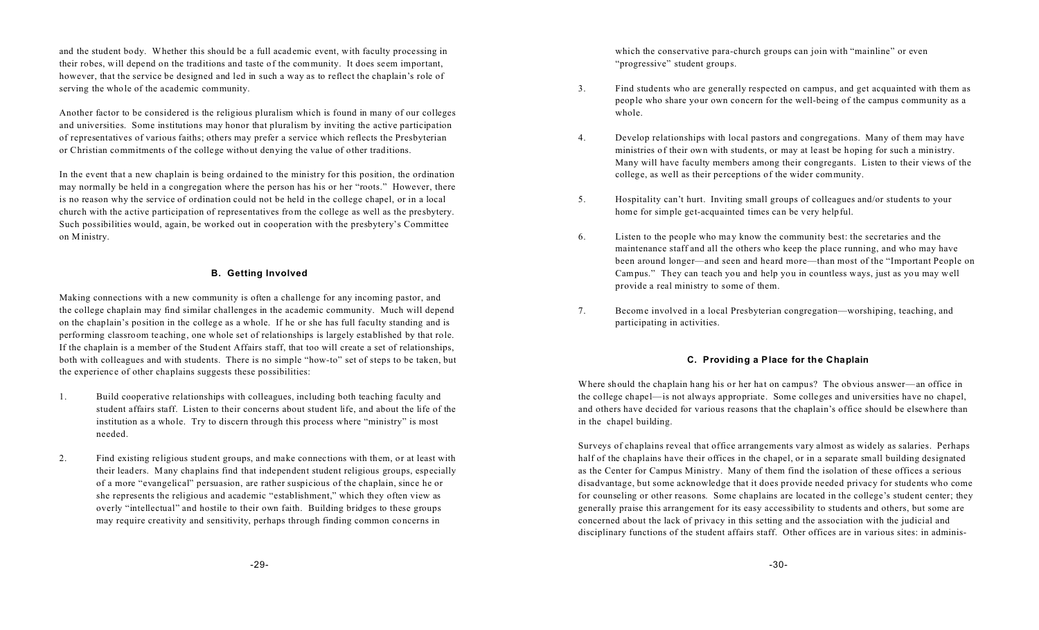and the student body. Whether this should be a full academic event, with faculty processing in their robes, will depend on the traditions and taste of the community. It does seem important, however, that the service be designed and led in such a way as to reflect the chaplain's role of serving the whole of the academic community.

Another factor to be considered is the religious pluralism which is found in many of our colleges and universities. Some institutions may honor that pluralism by inviting the active participation of representatives of various faiths; others may prefer a service which reflects the Presbyterian or Christian commitments of the college without denying the value of other traditions.

In the event that a new chaplain is being ordained to the ministry for this position, the ordination may normally be held in a congregation where the person has his or her "roots." However, there is no reason why the service of ordination could not be held in the college chapel, or in a local church with the active participation of representatives from the college as well as the presbytery. Such possibilities would, again, be worked out in cooperation with the presbytery's Committee on Ministry.

### B. Getting Involved

Making connections with a new community is often a challenge for any incoming pastor, and the college chaplain may find similar challenges in the academic community. Much will depend on the chaplain's position in the college as a whole. If he or she has full faculty standing and is performing classroom teaching, one whole set of relationships is largely established by that role. If the chaplain is a member of the Student Affairs staff, that too will create a set of relationships, both with colleagues and with students. There is no simple "how-to" set of steps to be taken, but the experience of other chaplains suggests these possibilities:

1. Build cooperative relationships with colleagues, including both teaching faculty and student affairs staff. Listen to their concerns about student life, and about the life of the institution as a whole. Try to discern through this process where "ministry" is most needed.

2. Find existing religious student groups, and make connections with them, or at least with their leaders. Many chaplains find that independent student religious groups, especially of a more "evangelical" persuasion, are rather suspicious of the chaplain, since he or she represents the religious and academic "establishment," which they often view as overly "intellectual" and hostile to their own faith. Building bridges to these groups may require creativity and sensitivity, perhaps through finding common concerns in which the conservative para-church groups can join with "mainline" or even "progressive" student groups.

3. Find students who are generally respected on campus, and get acquainted with them as people who share your own concern for the well-being of the campus community as a whole.

4. Develop relationships with local pastors and congregations. Many of them may have ministries of their own with students, or may at least be hoping for such a ministry. Many will have faculty members among their congregants. Listen to their views of the college, as well as their perceptions of the wider community.

5. Hospitality can't hurt. Inviting small groups of colleagues and/or students to your home for simple get-acquainted times can be very helpful.

6. Listen to the people who may know the community best: the secretaries and the maintenance staff and all the others who keep the place running, and who may have been around longer—and seen and heard more—than most of the "Important People on Campus." They can teach you and help you in countless ways, just as you may well provide a real ministry to some of them.

7. Become involved in a local Presbyterian congregation—worshiping, teaching, and participating in activities.

### C. Providing a Place for the Chaplain

Where should the chaplain hang his or her hat on campus? The obvious answer—an office in the college chapel—is not always appropriate. Some colleges and universities have no chapel, and others have decided for various reasons that the chaplain's office should be elsewhere than in the chapel building.

Surveys of chaplains reveal that office arrangements vary almost as widely as salaries. Perhaps half of the chaplains have their offices in the chapel, or in a separate small building designated as the Center for Campus Ministry. Many of them find the isolation of these offices a serious disadvantage, but some acknowledge that it does provide needed privacy for students who come for counseling or other reasons. Some chaplains are located in the college's student center; they generally praise this arrangement for its easy accessibility to students and others, but some are concerned about the lack of privacy in this setting and the association with the judicial and disciplinary functions of the student affairs staff. Other offices are in various sites: in adminis-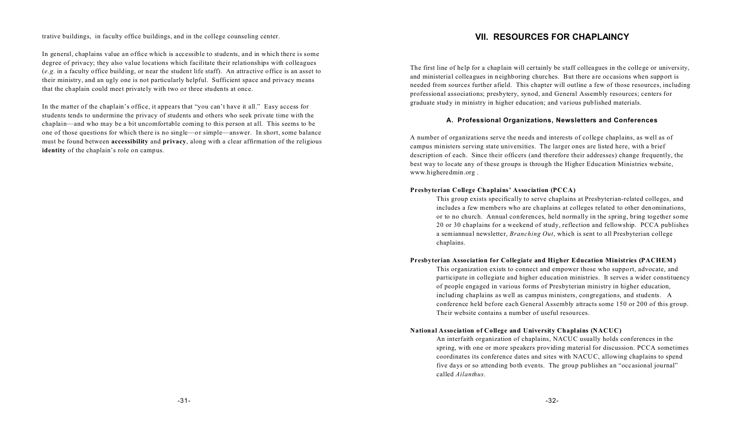trative buildings, in faculty office buildings, and in the college counseling center.

In general, chaplains value an office which is accessible to students, and in which there is some degree of privacy; they also value locations which facilitate their relationships with colleagues (*e.g.* in a faculty office building, or near the student life staff). An attractive office is an asset to their ministry, and an ugly one is not particularly helpful. Sufficient space and privacy means that the chaplain could meet privately with two or three students at once.

In the matter of the chaplain's office, it appears that "you can't have it all." Easy access for students tends to undermine the privacy of students and others who seek private time with the chaplain—and who may be a bit uncomfortable coming to this person at all. This seems to be one of those questions for which there is no single—or simple—answer. In short, some balance must be found between **accessibility** and **privacy**, along with a clear affirmation of the religious **identity** of the chaplain's role on campus.

# VII. RESOURCES FOR CHAPLAINCY

The first line of help for a chaplain will certainly be staff colleagues in the college or university, and ministerial colleagues in neighboring churches. But there are occasions when support is needed from sources further afield. This chapter will outline a few of those resources, including professional associations; presbytery, synod, and General Assembly resources; centers for graduate study in ministry in higher education; and various published materials.

## A. Professional Organizations, Newsletters and Conferences

A number of organizations serve the needs and interests of college chaplains, as well as of campus ministers serving state universities. The larger ones are listed here, with a brief description of each. Since their officers (and therefore their addresses) change frequently, the best way to locate any of these groups is through the Higher Education Ministries website, www.higheredmin.org .

**Presbyterian College Chaplains' Association (PCCA)**

This group exists specifically to serve chaplains at Presbyterian-related colleges, and includes a few members who are chaplains at colleges related to other denominations, or to no church. Annual conferences, held normally in the spring, bring together some 20 or 30 chaplains for a weekend of study, reflection and fellowship. PCCA publishes a semiannual newsletter, *Branching Out*, which is sent to all Presbyterian college chaplains.

**Presbyterian Association for Collegiate and Higher Education Ministries (PACHEM)**

This organization exists to connect and empower those who support, advocate, and participate in collegiate and higher education ministries. It serves a wider constituency of people engaged in various forms of Presbyterian ministry in higher education, including chaplains as well as campus ministers, congregations, and students. A conference held before each General Assembly attracts some 150 or 200 of this group. Their website contains a number of useful resources.

**National Association of College and University Chaplains (NACUC)**

An interfaith organization of chaplains, NACUC usually holds conferences in the spring, with one or more speakers providing material for discussion. PCCA sometimes coordinates its conference dates and sites with NACUC, allowing chaplains to spend five days or so attending both events. The group publishes an "occasional journal" called *Ailanthus*.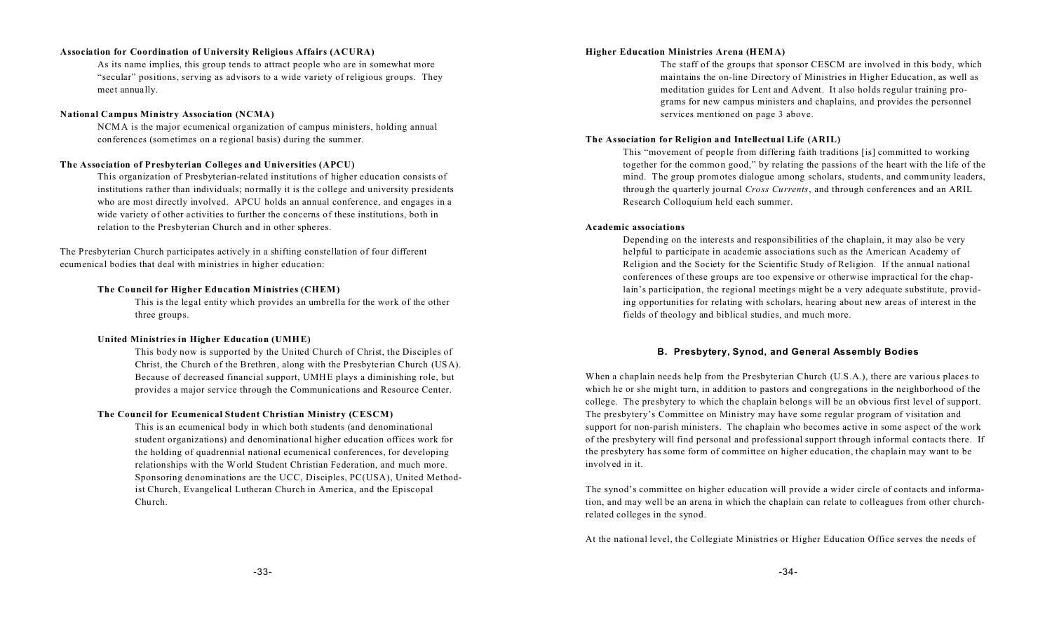**Association for Coordination of University Religious Affairs (ACURA)**

As its name implies, this group tends to attract people who are in somewhat more "secular" positions, serving as advisors to a wide variety of religious groups. They meet annually.

**National Campus Ministry Association (NCMA)**

NCMA is the major ecumenical organization of campus ministers, holding annual conferences (sometimes on a regional basis) during the summer.

**The Association of Presbyterian Colleges and Universities (APCU)**

This organization of Presbyterian-related institutions of higher education consists of institutions rather than individuals; normally it is the college and university presidents who are most directly involved. APCU holds an annual conference, and engages in a wide variety of other activities to further the concerns of these institutions, both in relation to the Presbyterian Church and in other spheres.

The Presbyterian Church participates actively in a shifting constellation of four different ecumenical bodies that deal with ministries in higher education:

**The Council for Higher Education Ministries (CHEM)**

This is the legal entity which provides an umbrella for the work of the other three groups.

**United Ministries in Higher Education (UMHE)**

This body now is supported by the United Church of Christ, the Disciples of Christ, the Church of the Brethren, along with the Presbyterian Church (USA). Because of decreased financial support, UMHE plays a diminishing role, but provides a major service through the Communications and Resource Center.

**The Council for Ecumenical Student Christian Ministry (CESCM)**

This is an ecumenical body in which both students (and denominational student organizations) and denominational higher education offices work for the holding of quadrennial national ecumenical conferences, for developing relationships with the World Student Christian Federation, and much more. Sponsoring denominations are the UCC, Disciples, PC(USA), United Methodist Church, Evangelical Lutheran Church in America, and the Episcopal Church.

**Higher Education Ministries Arena (HEMA)**

The staff of the groups that sponsor CESCM are involved in this body, which maintains the on-line Directory of Ministries in Higher Education, as well as meditation guides for Lent and Advent. It also holds regular training programs for new campus ministers and chaplains, and provides the personnel services mentioned on page 3 above.

**The Association for Religion and Intellectual Life (ARIL)**

This "movement of people from differing faith traditions [is] committed to working together for the common good," by relating the passions of the heart with the life of the mind. The group promotes dialogue among scholars, students, and community leaders, through the quarterly journal *Cross Currents*, and through conferences and an ARIL Research Colloquium held each summer.

**Academic associations**

Depending on the interests and responsibilities of the chaplain, it may also be very helpful to participate in academic associations such as the American Academy of Religion and the Society for the Scientific Study of Religion. If the annual national conferences of these groups are too expensive or otherwise impractical for the chaplain's participation, the regional meetings might be a very adequate substitute, providing opportunities for relating with scholars, hearing about new areas of interest in the fields of theology and biblical studies, and much more.

## B. Presbytery, Synod, and General Assembly Bodies

When a chaplain needs help from the Presbyterian Church (U.S.A.), there are various places to which he or she might turn, in addition to pastors and congregations in the neighborhood of the college. The presbytery to which the chaplain belongs will be an obvious first level of support. The presbytery's Committee on Ministry may have some regular program of visitation and support for non-parish ministers. The chaplain who becomes active in some aspect of the work of the presbytery will find personal and professional support through informal contacts there. If the presbytery has some form of committee on higher education, the chaplain may want to be involved in it.

The synod's committee on higher education will provide a wider circle of contacts and information, and may well be an arena in which the chaplain can relate to colleagues from other church-related colleges in the synod.

At the national level, the Collegiate Ministries or Higher Education Office serves the needs of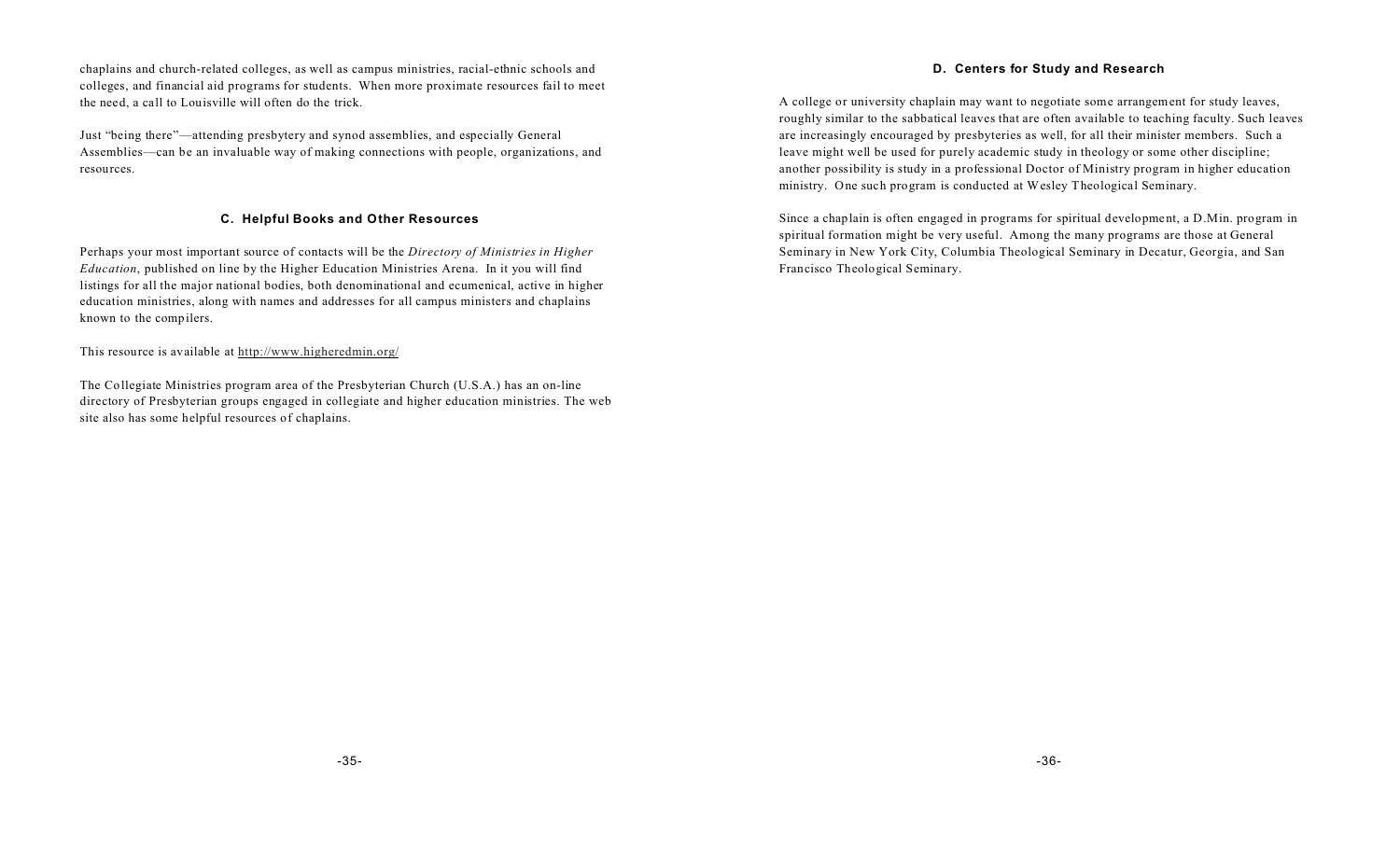chaplains and church-related colleges, as well as campus ministries, racial-ethnic schools and colleges, and financial aid programs for students. When more proximate resources fail to meet the need, a call to Louisville will often do the trick.

Just "being there"—attending presbytery and synod assemblies, and especially General Assemblies—can be an invaluable way of making connections with people, organizations, and resources.

### C. Helpful Books and Other Resources

Perhaps your most important source of contacts will be the *Directory of Ministries in Higher Education*, published on line by the Higher Education Ministries Arena. In it you will find listings for all the major national bodies, both denominational and ecumenical, active in higher education ministries, along with names and addresses for all campus ministers and chaplains known to the compilers.

This resource is available at http://www.higheredmin.org/

The Collegiate Ministries program area of the Presbyterian Church (U.S.A.) has an on-line directory of Presbyterian groups engaged in collegiate and higher education ministries. The web site also has some helpful resources of chaplains.

### D. Centers for Study and Research

A college or university chaplain may want to negotiate some arrangement for study leaves, roughly similar to the sabbatical leaves that are often available to teaching faculty. Such leaves are increasingly encouraged by presbyteries as well, for all their minister members. Such a leave might well be used for purely academic study in theology or some other discipline; another possibility is study in a professional Doctor of Ministry program in higher education ministry. One such program is conducted at Wesley Theological Seminary.

Since a chaplain is often engaged in programs for spiritual development, a D.Min. program in spiritual formation might be very useful. Among the many programs are those at General Seminary in New York City, Columbia Theological Seminary in Decatur, Georgia, and San Francisco Theological Seminary.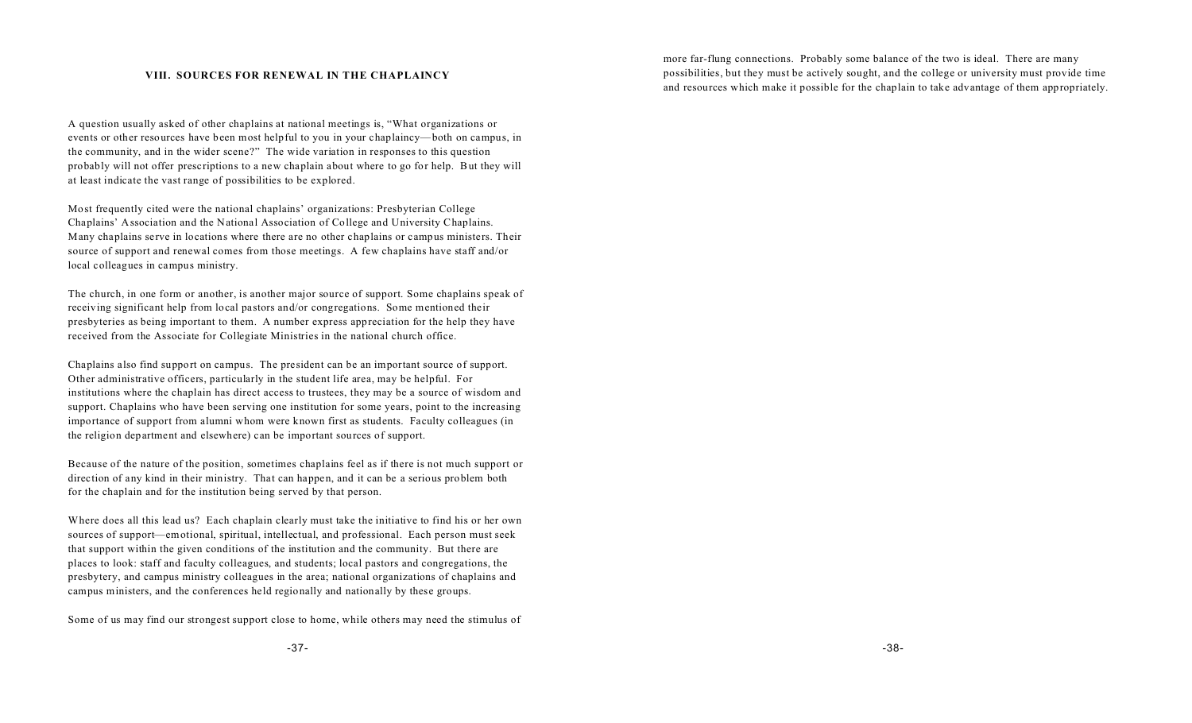## VIII. SOURCES FOR RENEWAL IN THE CHAPLAINCY

A question usually asked of other chaplains at national meetings is, "What organizations or events or other resources have been most helpful to you in your chaplaincy—both on campus, in the community, and in the wider scene?" The wide variation in responses to this question probably will not offer prescriptions to a new chaplain about where to go for help. But they will at least indicate the vast range of possibilities to be explored.

Most frequently cited were the national chaplains' organizations: Presbyterian College Chaplains' Association and the National Association of College and University Chaplains. Many chaplains serve in locations where there are no other chaplains or campus ministers. Their source of support and renewal comes from those meetings. A few chaplains have staff and/or local colleagues in campus ministry.

The church, in one form or another, is another major source of support. Some chaplains speak of receiving significant help from local pastors and/or congregations. Some mentioned their presbyteries as being important to them. A number express appreciation for the help they have received from the Associate for Collegiate Ministries in the national church office.

Chaplains also find support on campus. The president can be an important source of support. Other administrative officers, particularly in the student life area, may be helpful. For institutions where the chaplain has direct access to trustees, they may be a source of wisdom and support. Chaplains who have been serving one institution for some years, point to the increasing importance of support from alumni whom were known first as students. Faculty colleagues (in the religion department and elsewhere) can be important sources of support.

Because of the nature of the position, sometimes chaplains feel as if there is not much support or direction of any kind in their ministry. That can happen, and it can be a serious problem both for the chaplain and for the institution being served by that person.

Where does all this lead us? Each chaplain clearly must take the initiative to find his or her own sources of support—emotional, spiritual, intellectual, and professional. Each person must seek that support within the given conditions of the institution and the community. But there are places to look: staff and faculty colleagues, and students; local pastors and congregations, the presbytery, and campus ministry colleagues in the area; national organizations of chaplains and campus ministers, and the conferences held regionally and nationally by these groups.

Some of us may find our strongest support close to home, while others may need the stimulus of more far-flung connections. Probably some balance of the two is ideal. There are many possibilities, but they must be actively sought, and the college or university must provide time and resources which make it possible for the chaplain to take advantage of them appropriately.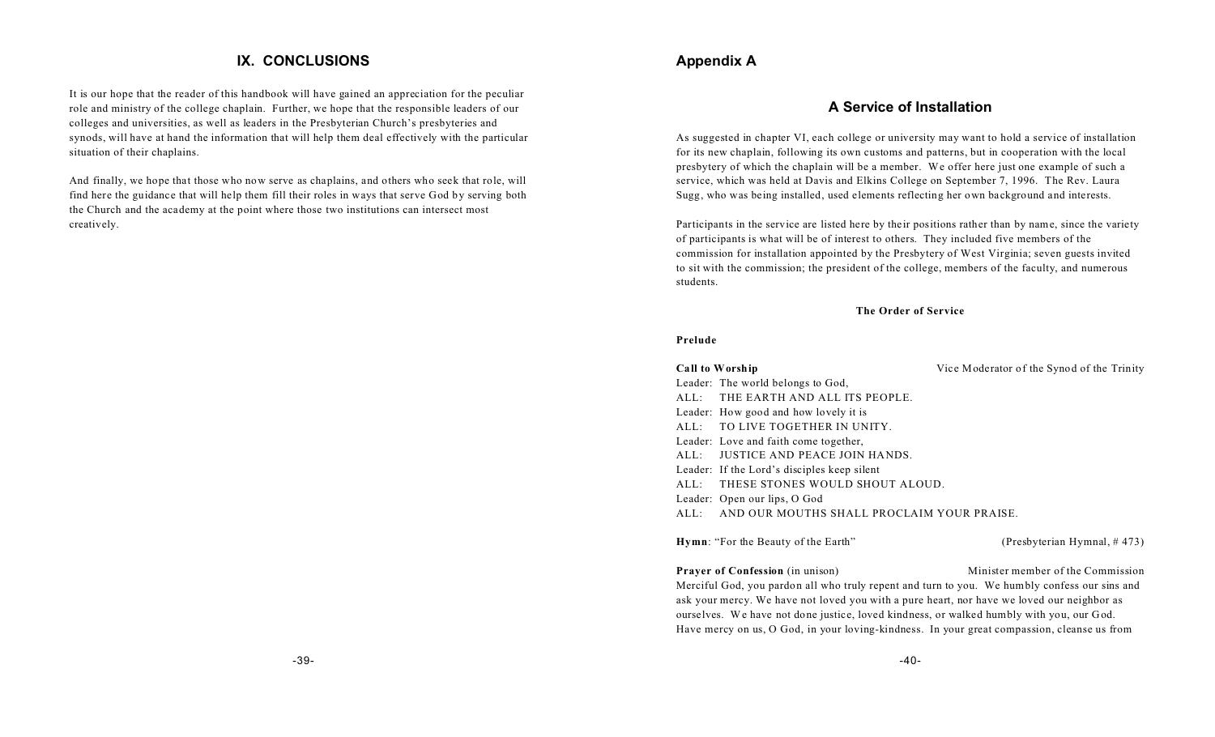## IX. CONCLUSIONS

It is our hope that the reader of this handbook will have gained an appreciation for the peculiar role and ministry of the college chaplain. Further, we hope that the responsible leaders of our colleges and universities, as well as leaders in the Presbyterian Church's presbyteries and synods, will have at hand the information that will help them deal effectively with the particular situation of their chaplains.

And finally, we hope that those who now serve as chaplains, and others who seek that role, will find here the guidance that will help them fill their roles in ways that serve God by serving both the Church and the academy at the point where those two institutions can intersect most creatively.

## Appendix A

### A Service of Installation

As suggested in chapter VI, each college or university may want to hold a service of installation for its new chaplain, following its own customs and patterns, but in cooperation with the local presbytery of which the chaplain will be a member. We offer here just one example of such a service, which was held at Davis and Elkins College on September 7, 1996. The Rev. Laura Sugg, who was being installed, used elements reflecting her own background and interests.

Participants in the service are listed here by their positions rather than by name, since the variety of participants is what will be of interest to others. They included five members of the commission for installation appointed by the Presbytery of West Virginia; seven guests invited to sit with the commission; the president of the college, members of the faculty, and numerous students.

**The Order of Service**

**Prelude**

**Call to Worship** — Vice Moderator of the Synod of the Trinity

Leader: The world belongs to God,
ALL: THE EARTH AND ALL ITS PEOPLE.
Leader: How good and how lovely it is
ALL: TO LIVE TOGETHER IN UNITY.
Leader: Love and faith come together,
ALL: JUSTICE AND PEACE JOIN HANDS.
Leader: If the Lord's disciples keep silent
ALL: THESE STONES WOULD SHOUT ALOUD.
Leader: Open our lips, O God
ALL: AND OUR MOUTHS SHALL PROCLAIM YOUR PRAISE.

**Hymn**: "For the Beauty of the Earth" (Presbyterian Hymnal, # 473)

**Prayer of Confession** (in unison) — Minister member of the Commission

Merciful God, you pardon all who truly repent and turn to you. We humbly confess our sins and ask your mercy. We have not loved you with a pure heart, nor have we loved our neighbor as ourselves. We have not done justice, loved kindness, or walked humbly with you, our God. Have mercy on us, O God, in your loving-kindness. In your great compassion, cleanse us from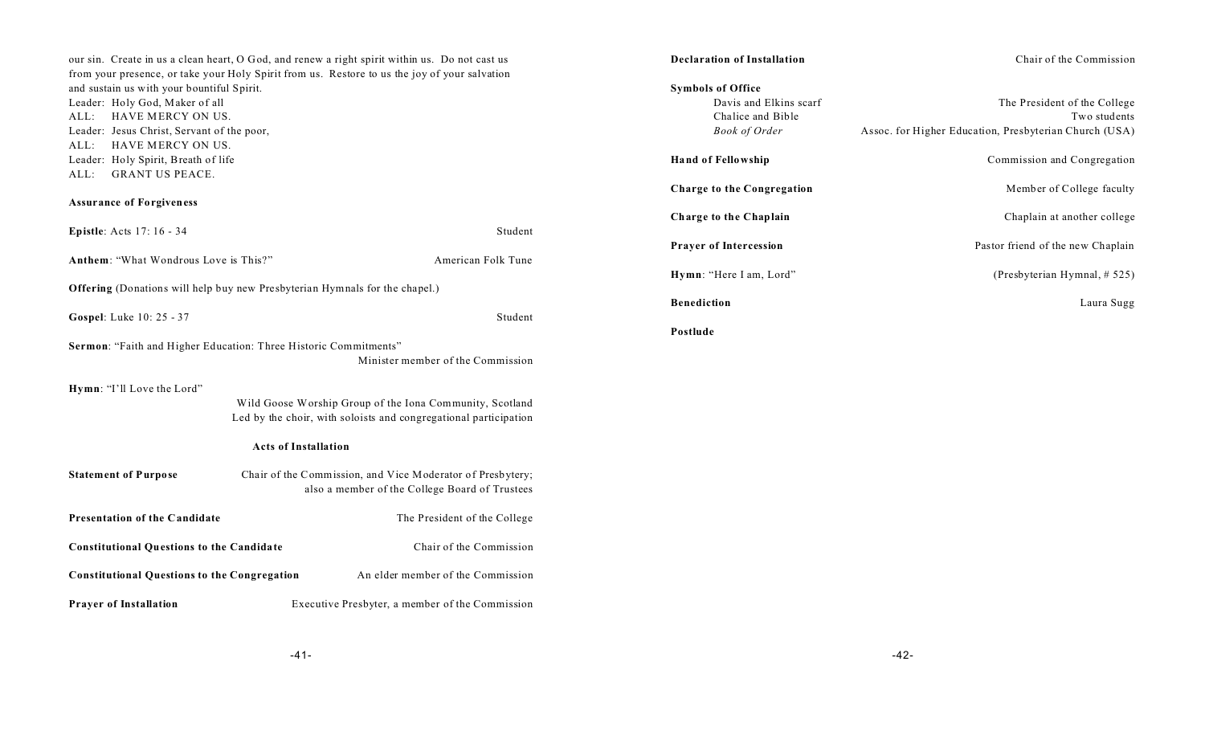our sin. Create in us a clean heart, O God, and renew a right spirit within us. Do not cast us from your presence, or take your Holy Spirit from us. Restore to us the joy of your salvation and sustain us with your bountiful Spirit.

Leader: Holy God, Maker of all
ALL: HAVE MERCY ON US.
Leader: Jesus Christ, Servant of the poor,
ALL: HAVE MERCY ON US.
Leader: Holy Spirit, Breath of life
ALL: GRANT US PEACE.

**Assurance of Forgiveness**

**Epistle**: Acts 17: 16 - 34 — Student

**Anthem**: "What Wondrous Love is This?" — American Folk Tune

**Offering** (Donations will help buy new Presbyterian Hymnals for the chapel.)

**Gospel**: Luke 10: 25 - 37 — Student

**Sermon**: "Faith and Higher Education: Three Historic Commitments" — Minister member of the Commission

**Hymn**: "I'll Love the Lord" — Wild Goose Worship Group of the Iona Community, Scotland; Led by the choir, with soloists and congregational participation

**Acts of Installation**

**Statement of Purpose** — Chair of the Commission, and Vice Moderator of Presbytery; also a member of the College Board of Trustees

**Presentation of the Candidate** — The President of the College

**Constitutional Questions to the Candidate** — Chair of the Commission

**Constitutional Questions to the Congregation** — An elder member of the Commission

**Prayer of Installation** — Executive Presbyter, a member of the Commission

**Declaration of Installation** — Chair of the Commission

**Symbols of Office**
- Davis and Elkins scarf — The President of the College
- Chalice and Bible — Two students
- *Book of Order* — Assoc. for Higher Education, Presbyterian Church (USA)

**Hand of Fellowship** — Commission and Congregation

**Charge to the Congregation** — Member of College faculty

**Charge to the Chaplain** — Chaplain at another college

**Prayer of Intercession** — Pastor friend of the new Chaplain

**Hymn**: "Here I am, Lord" — (Presbyterian Hymnal, # 525)

**Benediction** — Laura Sugg

**Postlude**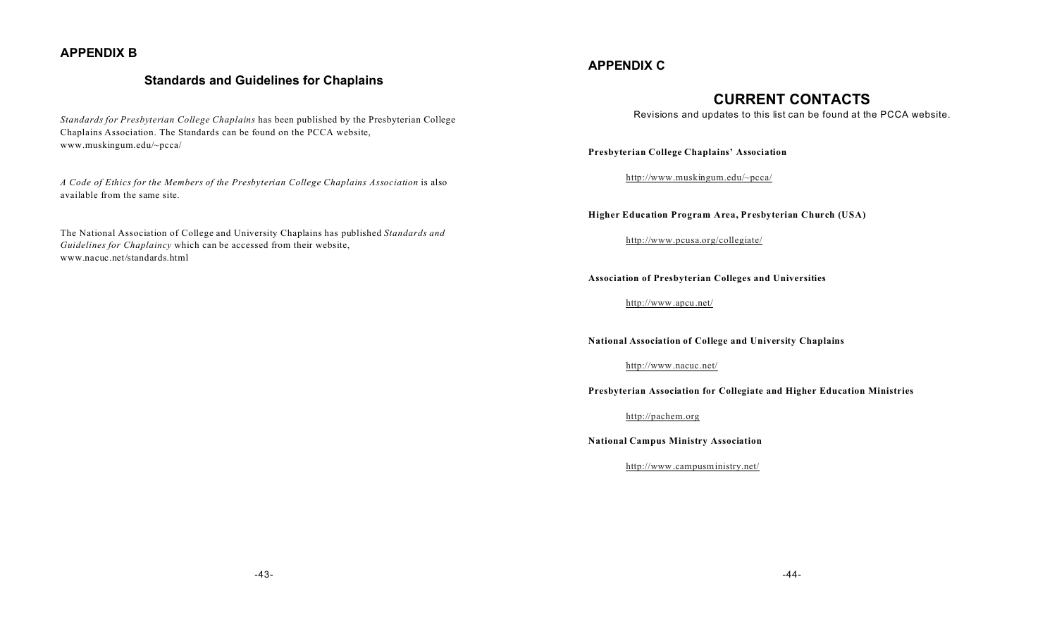## APPENDIX B

### Standards and Guidelines for Chaplains

*Standards for Presbyterian College Chaplains* has been published by the Presbyterian College Chaplains Association. The Standards can be found on the PCCA website, www.muskingum.edu/~pcca/

*A Code of Ethics for the Members of the Presbyterian College Chaplains Association* is also available from the same site.

The National Association of College and University Chaplains has published *Standards and Guidelines for Chaplaincy* which can be accessed from their website, www.nacuc.net/standards.html

## APPENDIX C

### CURRENT CONTACTS

Revisions and updates to this list can be found at the PCCA website.

**Presbyterian College Chaplains' Association**

http://www.muskingum.edu/~pcca/

**Higher Education Program Area, Presbyterian Church (USA)**

http://www.pcusa.org/collegiate/

**Association of Presbyterian Colleges and Universities**

http://www.apcu.net/

**National Association of College and University Chaplains**

http://www.nacuc.net/

**Presbyterian Association for Collegiate and Higher Education Ministries**

http://pachem.org

**National Campus Ministry Association**

http://www.campusministry.net/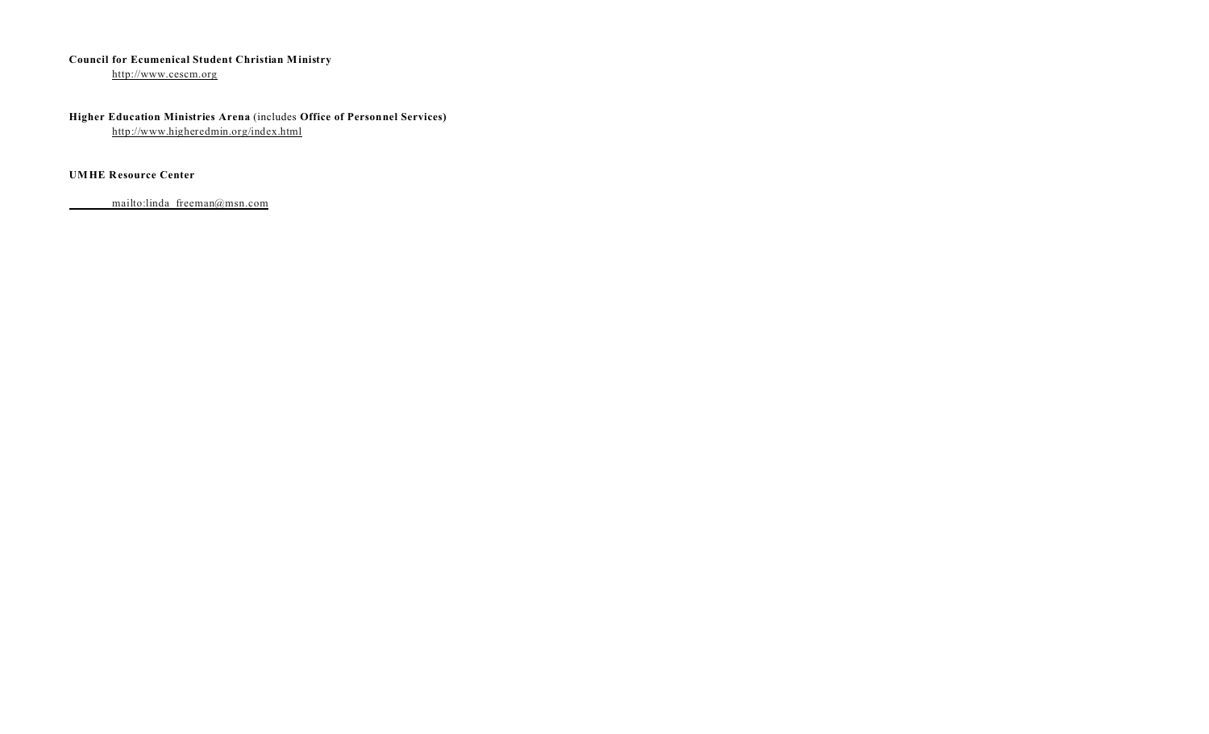**Council for Ecumenical Student Christian Ministry**

http://www.cescm.org

**Higher Education Ministries Arena** (includes **Office of Personnel Services)**

http://www.higheredmin.org/index.html

**UMHE Resource Center**

mailto:linda_freeman@msn.com